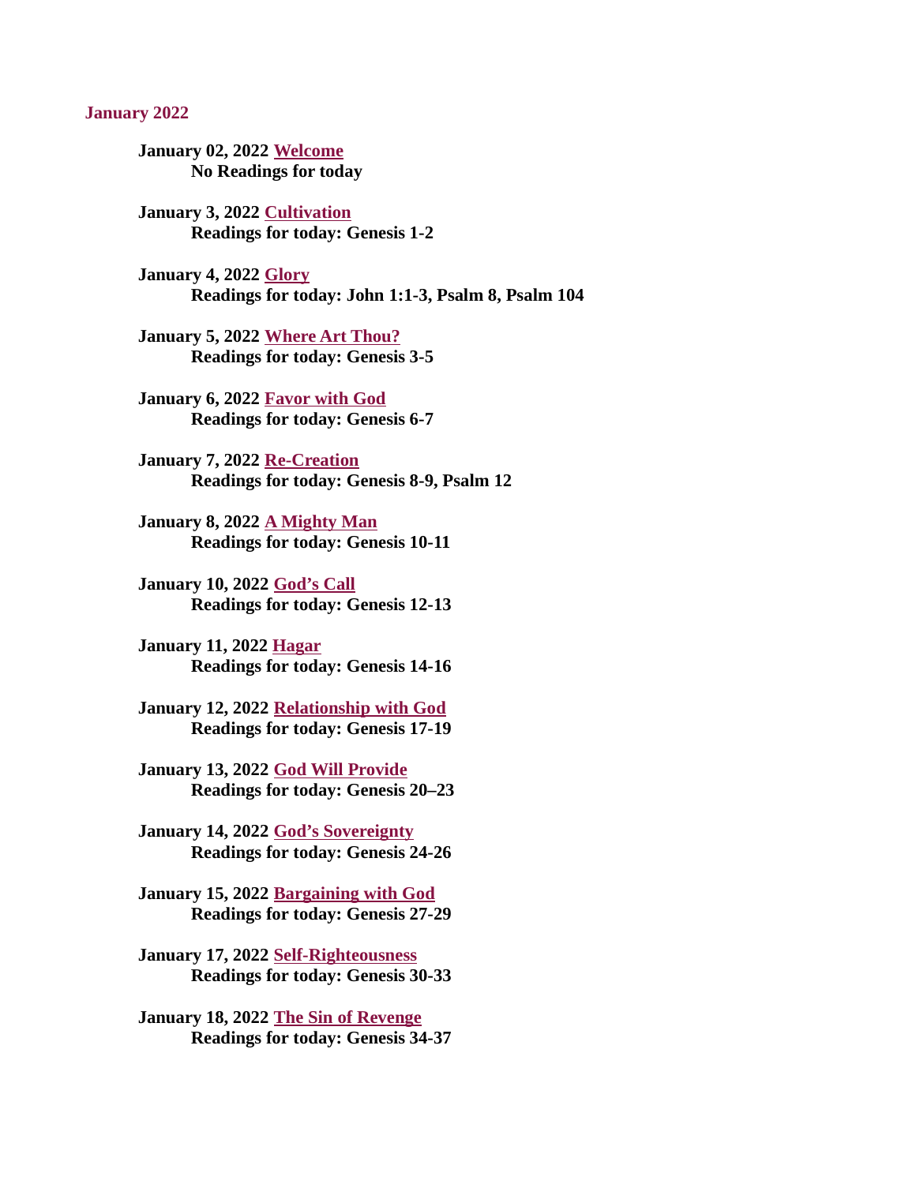## January 2022

**January 02, 2022 Welcome**
**No Readings for today**

**January 3, 2022 Cultivation**
**Readings for today: Genesis 1-2**

**January 4, 2022 Glory**
**Readings for today: John 1:1-3, Psalm 8, Psalm 104**

**January 5, 2022 Where Art Thou?**
**Readings for today: Genesis 3-5**

**January 6, 2022 Favor with God**
**Readings for today: Genesis 6-7**

**January 7, 2022 Re-Creation**
**Readings for today: Genesis 8-9, Psalm 12**

**January 8, 2022 A Mighty Man**
**Readings for today: Genesis 10-11**

**January 10, 2022 God's Call**
**Readings for today: Genesis 12-13**

**January 11, 2022 Hagar**
**Readings for today: Genesis 14-16**

**January 12, 2022 Relationship with God**
**Readings for today: Genesis 17-19**

**January 13, 2022 God Will Provide**
**Readings for today: Genesis 20–23**

**January 14, 2022 God's Sovereignty**
**Readings for today: Genesis 24-26**

**January 15, 2022 Bargaining with God**
**Readings for today: Genesis 27-29**

**January 17, 2022 Self-Righteousness**
**Readings for today: Genesis 30-33**

**January 18, 2022 The Sin of Revenge**
**Readings for today: Genesis 34-37**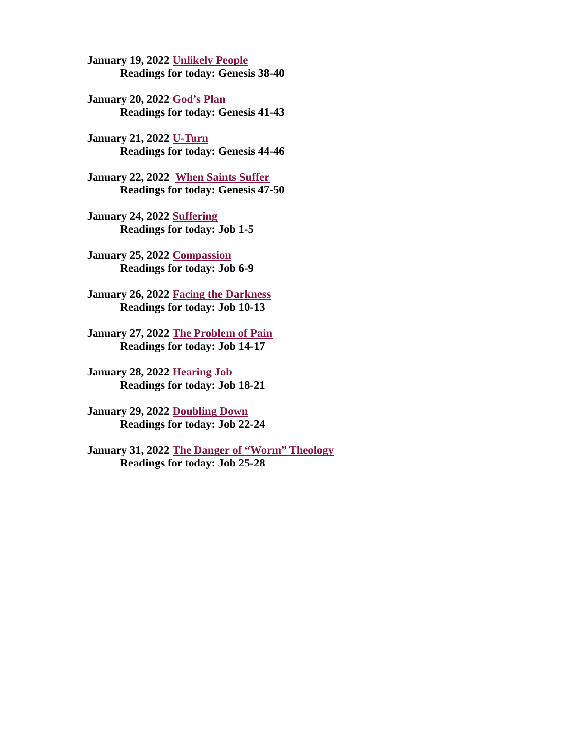**January 19, 2022 Unlikely People**
    **Readings for today: Genesis 38-40**

**January 20, 2022 God's Plan**
    **Readings for today: Genesis 41-43**

**January 21, 2022 U-Turn**
    **Readings for today: Genesis 44-46**

**January 22, 2022 When Saints Suffer**
    **Readings for today: Genesis 47-50**

**January 24, 2022 Suffering**
    **Readings for today: Job 1-5**

**January 25, 2022 Compassion**
    **Readings for today: Job 6-9**

**January 26, 2022 Facing the Darkness**
    **Readings for today: Job 10-13**

**January 27, 2022 The Problem of Pain**
    **Readings for today: Job 14-17**

**January 28, 2022 Hearing Job**
    **Readings for today: Job 18-21**

**January 29, 2022 Doubling Down**
    **Readings for today: Job 22-24**

**January 31, 2022 The Danger of "Worm" Theology**
    **Readings for today: Job 25-28**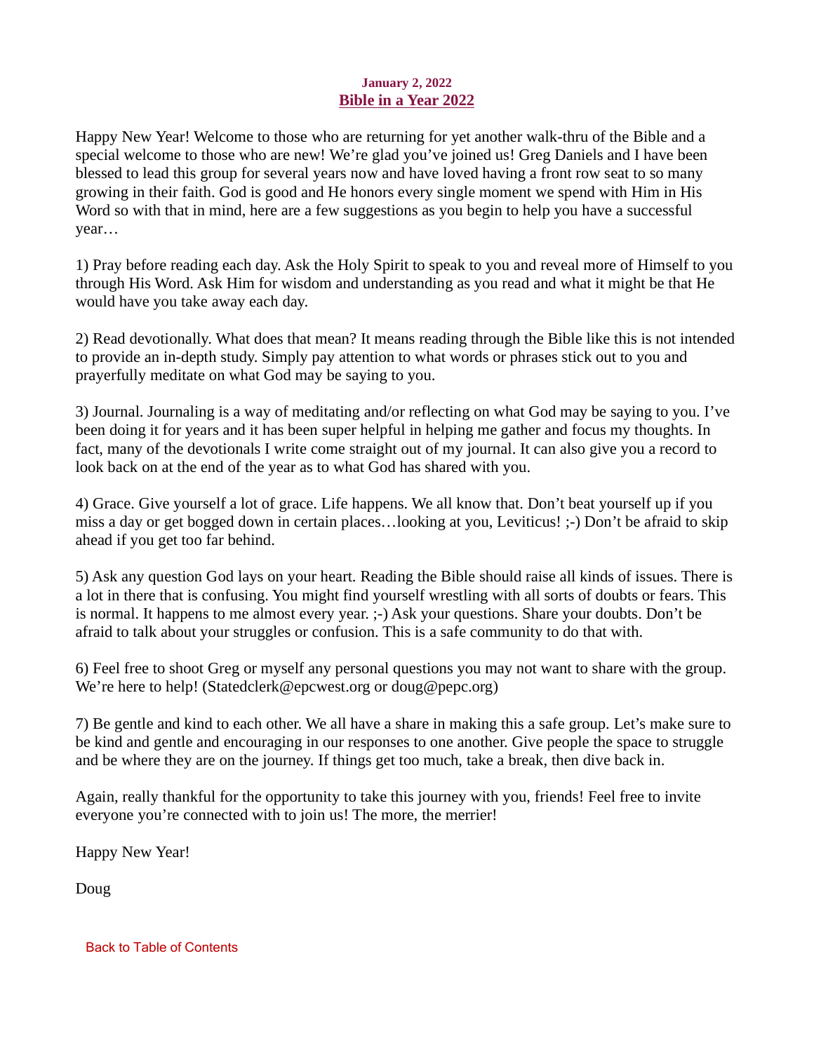**January 2, 2022**

## Bible in a Year 2022

Happy New Year! Welcome to those who are returning for yet another walk-thru of the Bible and a special welcome to those who are new! We're glad you've joined us! Greg Daniels and I have been blessed to lead this group for several years now and have loved having a front row seat to so many growing in their faith. God is good and He honors every single moment we spend with Him in His Word so with that in mind, here are a few suggestions as you begin to help you have a successful year…

1) Pray before reading each day. Ask the Holy Spirit to speak to you and reveal more of Himself to you through His Word. Ask Him for wisdom and understanding as you read and what it might be that He would have you take away each day.

2) Read devotionally. What does that mean? It means reading through the Bible like this is not intended to provide an in-depth study. Simply pay attention to what words or phrases stick out to you and prayerfully meditate on what God may be saying to you.

3) Journal. Journaling is a way of meditating and/or reflecting on what God may be saying to you. I've been doing it for years and it has been super helpful in helping me gather and focus my thoughts. In fact, many of the devotionals I write come straight out of my journal. It can also give you a record to look back on at the end of the year as to what God has shared with you.

4) Grace. Give yourself a lot of grace. Life happens. We all know that. Don't beat yourself up if you miss a day or get bogged down in certain places…looking at you, Leviticus! ;-) Don't be afraid to skip ahead if you get too far behind.

5) Ask any question God lays on your heart. Reading the Bible should raise all kinds of issues. There is a lot in there that is confusing. You might find yourself wrestling with all sorts of doubts or fears. This is normal. It happens to me almost every year. ;-) Ask your questions. Share your doubts. Don't be afraid to talk about your struggles or confusion. This is a safe community to do that with.

6) Feel free to shoot Greg or myself any personal questions you may not want to share with the group. We're here to help! (Statedclerk@epcwest.org or doug@pepc.org)

7) Be gentle and kind to each other. We all have a share in making this a safe group. Let's make sure to be kind and gentle and encouraging in our responses to one another. Give people the space to struggle and be where they are on the journey. If things get too much, take a break, then dive back in.

Again, really thankful for the opportunity to take this journey with you, friends! Feel free to invite everyone you're connected with to join us! The more, the merrier!

Happy New Year!

Doug

Back to Table of Contents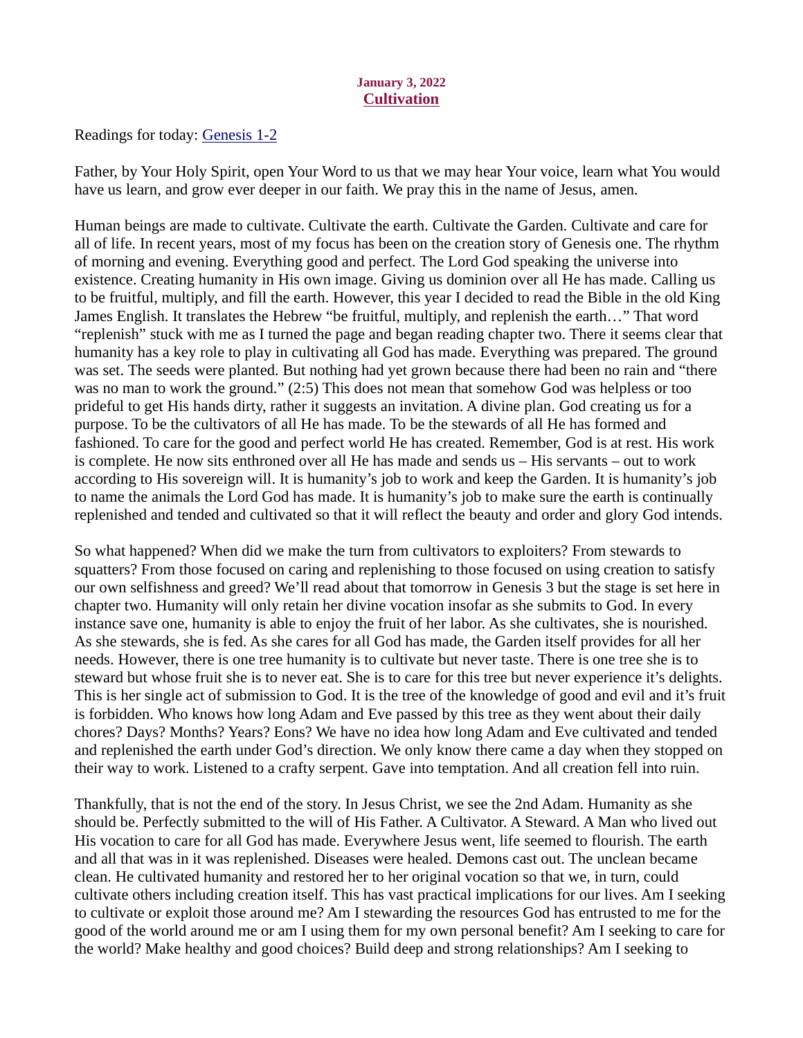January 3, 2022

## Cultivation

Readings for today: Genesis 1-2

Father, by Your Holy Spirit, open Your Word to us that we may hear Your voice, learn what You would have us learn, and grow ever deeper in our faith. We pray this in the name of Jesus, amen.

Human beings are made to cultivate. Cultivate the earth. Cultivate the Garden. Cultivate and care for all of life. In recent years, most of my focus has been on the creation story of Genesis one. The rhythm of morning and evening. Everything good and perfect. The Lord God speaking the universe into existence. Creating humanity in His own image. Giving us dominion over all He has made. Calling us to be fruitful, multiply, and fill the earth. However, this year I decided to read the Bible in the old King James English. It translates the Hebrew "be fruitful, multiply, and replenish the earth…" That word "replenish" stuck with me as I turned the page and began reading chapter two. There it seems clear that humanity has a key role to play in cultivating all God has made. Everything was prepared. The ground was set. The seeds were planted. But nothing had yet grown because there had been no rain and "there was no man to work the ground." (2:5) This does not mean that somehow God was helpless or too prideful to get His hands dirty, rather it suggests an invitation. A divine plan. God creating us for a purpose. To be the cultivators of all He has made. To be the stewards of all He has formed and fashioned. To care for the good and perfect world He has created. Remember, God is at rest. His work is complete. He now sits enthroned over all He has made and sends us – His servants – out to work according to His sovereign will. It is humanity's job to work and keep the Garden. It is humanity's job to name the animals the Lord God has made. It is humanity's job to make sure the earth is continually replenished and tended and cultivated so that it will reflect the beauty and order and glory God intends.

So what happened? When did we make the turn from cultivators to exploiters? From stewards to squatters? From those focused on caring and replenishing to those focused on using creation to satisfy our own selfishness and greed? We'll read about that tomorrow in Genesis 3 but the stage is set here in chapter two. Humanity will only retain her divine vocation insofar as she submits to God. In every instance save one, humanity is able to enjoy the fruit of her labor. As she cultivates, she is nourished. As she stewards, she is fed. As she cares for all God has made, the Garden itself provides for all her needs. However, there is one tree humanity is to cultivate but never taste. There is one tree she is to steward but whose fruit she is to never eat. She is to care for this tree but never experience it's delights. This is her single act of submission to God. It is the tree of the knowledge of good and evil and it's fruit is forbidden. Who knows how long Adam and Eve passed by this tree as they went about their daily chores? Days? Months? Years? Eons? We have no idea how long Adam and Eve cultivated and tended and replenished the earth under God's direction. We only know there came a day when they stopped on their way to work. Listened to a crafty serpent. Gave into temptation. And all creation fell into ruin.

Thankfully, that is not the end of the story. In Jesus Christ, we see the 2nd Adam. Humanity as she should be. Perfectly submitted to the will of His Father. A Cultivator. A Steward. A Man who lived out His vocation to care for all God has made. Everywhere Jesus went, life seemed to flourish. The earth and all that was in it was replenished. Diseases were healed. Demons cast out. The unclean became clean. He cultivated humanity and restored her to her original vocation so that we, in turn, could cultivate others including creation itself. This has vast practical implications for our lives. Am I seeking to cultivate or exploit those around me? Am I stewarding the resources God has entrusted to me for the good of the world around me or am I using them for my own personal benefit? Am I seeking to care for the world? Make healthy and good choices? Build deep and strong relationships? Am I seeking to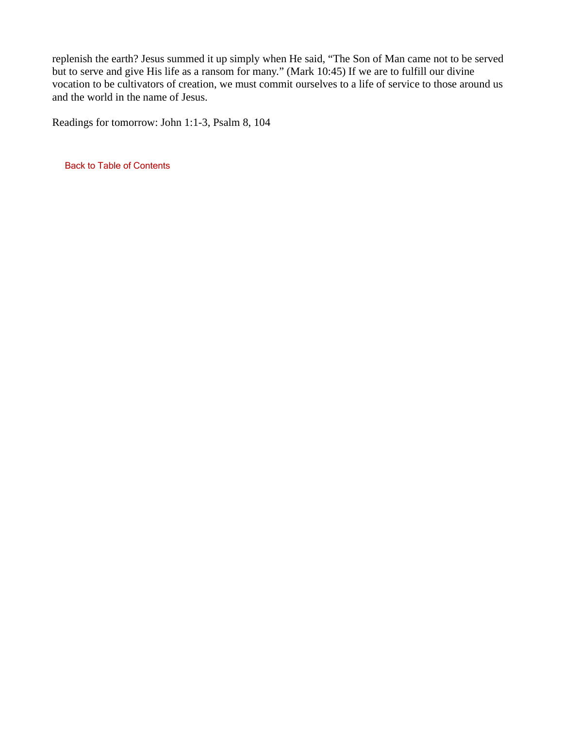replenish the earth? Jesus summed it up simply when He said, "The Son of Man came not to be served but to serve and give His life as a ransom for many." (Mark 10:45) If we are to fulfill our divine vocation to be cultivators of creation, we must commit ourselves to a life of service to those around us and the world in the name of Jesus.

Readings for tomorrow: John 1:1-3, Psalm 8, 104

Back to Table of Contents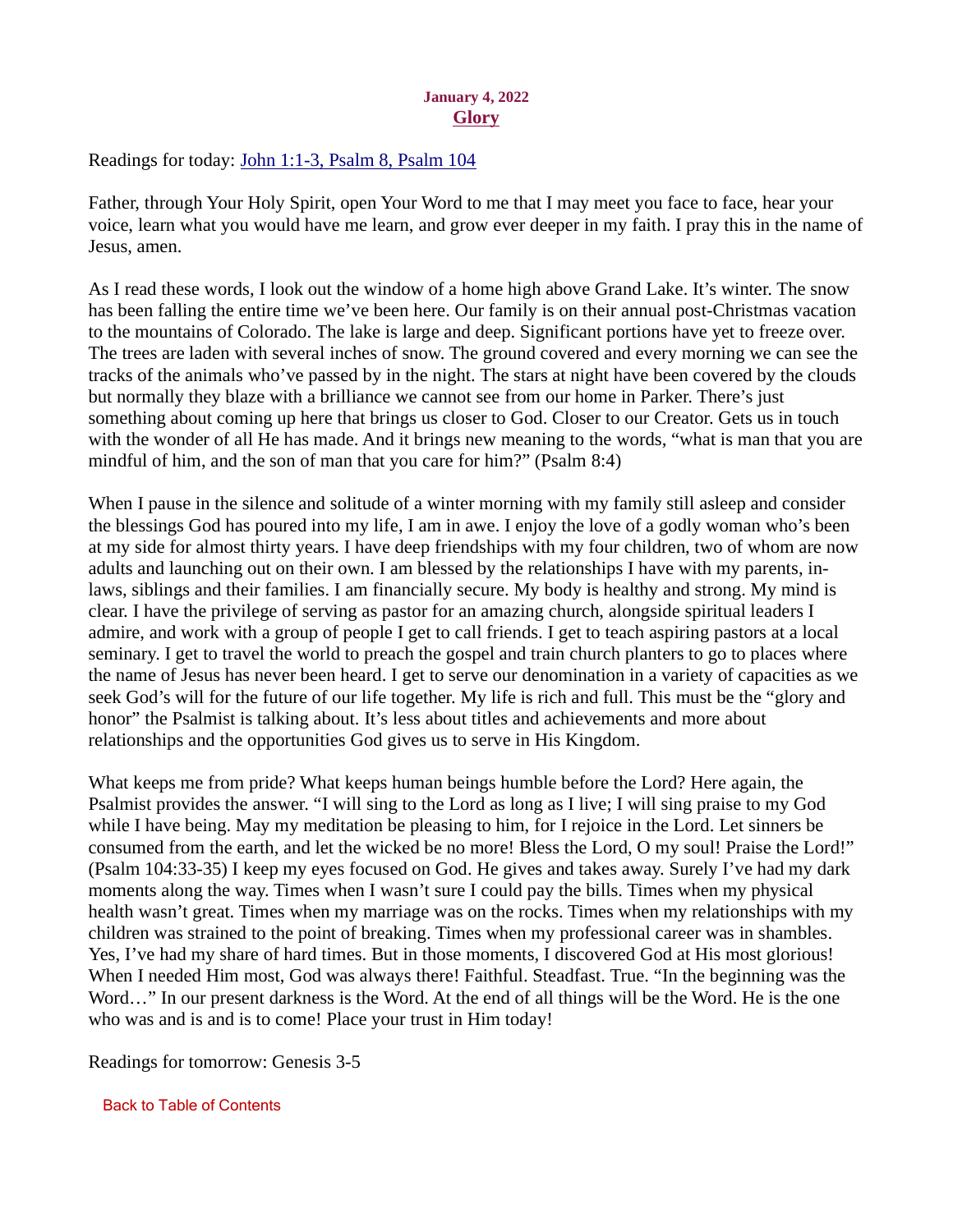**January 4, 2022**
## Glory

Readings for today: [John 1:1-3, Psalm 8, Psalm 104]

Father, through Your Holy Spirit, open Your Word to me that I may meet you face to face, hear your voice, learn what you would have me learn, and grow ever deeper in my faith. I pray this in the name of Jesus, amen.

As I read these words, I look out the window of a home high above Grand Lake. It's winter. The snow has been falling the entire time we've been here. Our family is on their annual post-Christmas vacation to the mountains of Colorado. The lake is large and deep. Significant portions have yet to freeze over. The trees are laden with several inches of snow. The ground covered and every morning we can see the tracks of the animals who've passed by in the night. The stars at night have been covered by the clouds but normally they blaze with a brilliance we cannot see from our home in Parker. There's just something about coming up here that brings us closer to God. Closer to our Creator. Gets us in touch with the wonder of all He has made. And it brings new meaning to the words, "what is man that you are mindful of him, and the son of man that you care for him?" (Psalm 8:4)

When I pause in the silence and solitude of a winter morning with my family still asleep and consider the blessings God has poured into my life, I am in awe. I enjoy the love of a godly woman who's been at my side for almost thirty years. I have deep friendships with my four children, two of whom are now adults and launching out on their own. I am blessed by the relationships I have with my parents, in-laws, siblings and their families. I am financially secure. My body is healthy and strong. My mind is clear. I have the privilege of serving as pastor for an amazing church, alongside spiritual leaders I admire, and work with a group of people I get to call friends. I get to teach aspiring pastors at a local seminary. I get to travel the world to preach the gospel and train church planters to go to places where the name of Jesus has never been heard. I get to serve our denomination in a variety of capacities as we seek God's will for the future of our life together. My life is rich and full. This must be the "glory and honor" the Psalmist is talking about. It's less about titles and achievements and more about relationships and the opportunities God gives us to serve in His Kingdom.

What keeps me from pride? What keeps human beings humble before the Lord? Here again, the Psalmist provides the answer. "I will sing to the Lord as long as I live; I will sing praise to my God while I have being. May my meditation be pleasing to him, for I rejoice in the Lord. Let sinners be consumed from the earth, and let the wicked be no more! Bless the Lord, O my soul! Praise the Lord!" (Psalm 104:33-35) I keep my eyes focused on God. He gives and takes away. Surely I've had my dark moments along the way. Times when I wasn't sure I could pay the bills. Times when my physical health wasn't great. Times when my marriage was on the rocks. Times when my relationships with my children was strained to the point of breaking. Times when my professional career was in shambles. Yes, I've had my share of hard times. But in those moments, I discovered God at His most glorious! When I needed Him most, God was always there! Faithful. Steadfast. True. "In the beginning was the Word…" In our present darkness is the Word. At the end of all things will be the Word. He is the one who was and is and is to come! Place your trust in Him today!

Readings for tomorrow: Genesis 3-5

Back to Table of Contents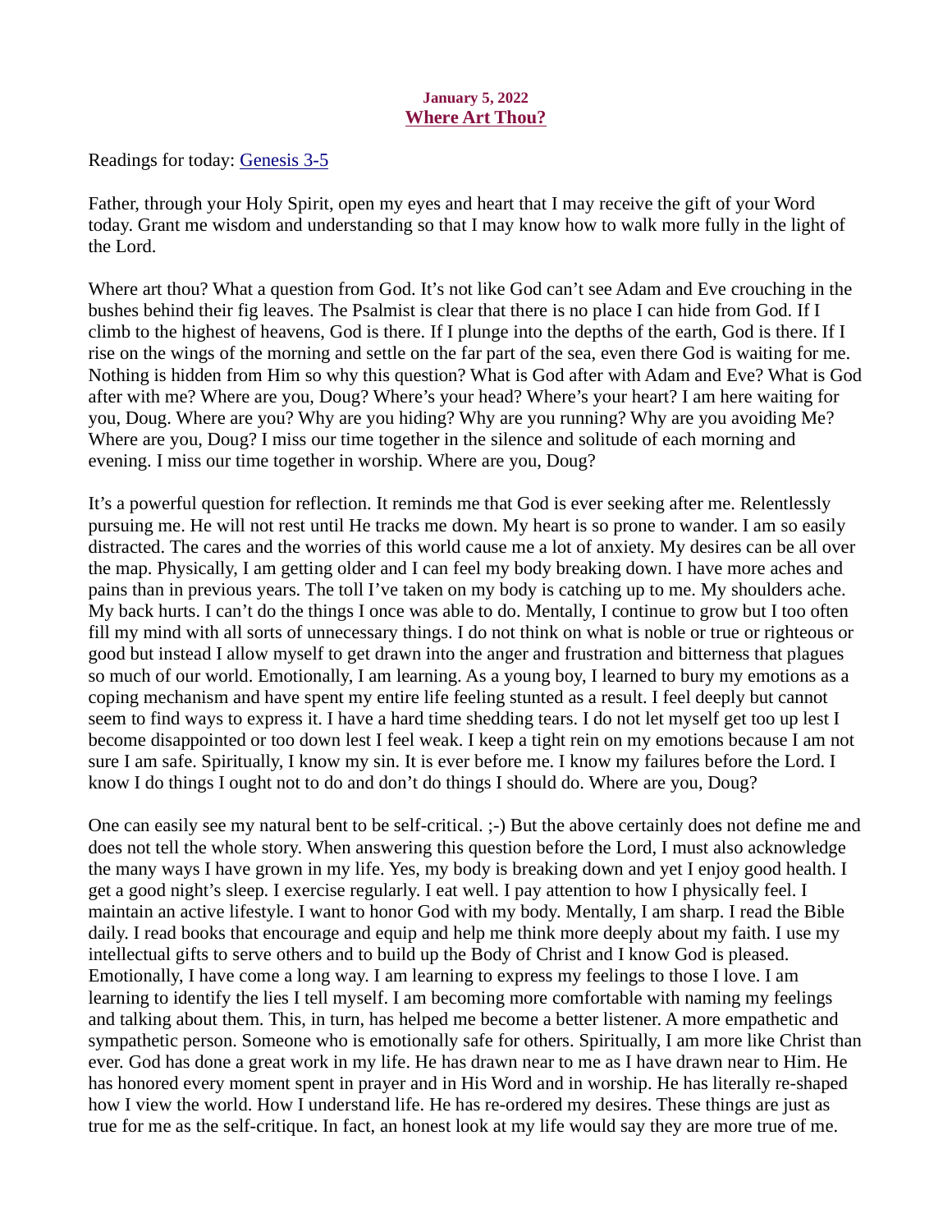**January 5, 2022**
## Where Art Thou?

Readings for today: Genesis 3-5

Father, through your Holy Spirit, open my eyes and heart that I may receive the gift of your Word today. Grant me wisdom and understanding so that I may know how to walk more fully in the light of the Lord.

Where art thou? What a question from God. It's not like God can't see Adam and Eve crouching in the bushes behind their fig leaves. The Psalmist is clear that there is no place I can hide from God. If I climb to the highest of heavens, God is there. If I plunge into the depths of the earth, God is there. If I rise on the wings of the morning and settle on the far part of the sea, even there God is waiting for me. Nothing is hidden from Him so why this question? What is God after with Adam and Eve? What is God after with me? Where are you, Doug? Where's your head? Where's your heart? I am here waiting for you, Doug. Where are you? Why are you hiding? Why are you running? Why are you avoiding Me? Where are you, Doug? I miss our time together in the silence and solitude of each morning and evening. I miss our time together in worship. Where are you, Doug?

It's a powerful question for reflection. It reminds me that God is ever seeking after me. Relentlessly pursuing me. He will not rest until He tracks me down. My heart is so prone to wander. I am so easily distracted. The cares and the worries of this world cause me a lot of anxiety. My desires can be all over the map. Physically, I am getting older and I can feel my body breaking down. I have more aches and pains than in previous years. The toll I've taken on my body is catching up to me. My shoulders ache. My back hurts. I can't do the things I once was able to do. Mentally, I continue to grow but I too often fill my mind with all sorts of unnecessary things. I do not think on what is noble or true or righteous or good but instead I allow myself to get drawn into the anger and frustration and bitterness that plagues so much of our world. Emotionally, I am learning. As a young boy, I learned to bury my emotions as a coping mechanism and have spent my entire life feeling stunted as a result. I feel deeply but cannot seem to find ways to express it. I have a hard time shedding tears. I do not let myself get too up lest I become disappointed or too down lest I feel weak. I keep a tight rein on my emotions because I am not sure I am safe. Spiritually, I know my sin. It is ever before me. I know my failures before the Lord. I know I do things I ought not to do and don't do things I should do. Where are you, Doug?

One can easily see my natural bent to be self-critical. ;-) But the above certainly does not define me and does not tell the whole story. When answering this question before the Lord, I must also acknowledge the many ways I have grown in my life. Yes, my body is breaking down and yet I enjoy good health. I get a good night's sleep. I exercise regularly. I eat well. I pay attention to how I physically feel. I maintain an active lifestyle. I want to honor God with my body. Mentally, I am sharp. I read the Bible daily. I read books that encourage and equip and help me think more deeply about my faith. I use my intellectual gifts to serve others and to build up the Body of Christ and I know God is pleased. Emotionally, I have come a long way. I am learning to express my feelings to those I love. I am learning to identify the lies I tell myself. I am becoming more comfortable with naming my feelings and talking about them. This, in turn, has helped me become a better listener. A more empathetic and sympathetic person. Someone who is emotionally safe for others. Spiritually, I am more like Christ than ever. God has done a great work in my life. He has drawn near to me as I have drawn near to Him. He has honored every moment spent in prayer and in His Word and in worship. He has literally re-shaped how I view the world. How I understand life. He has re-ordered my desires. These things are just as true for me as the self-critique. In fact, an honest look at my life would say they are more true of me.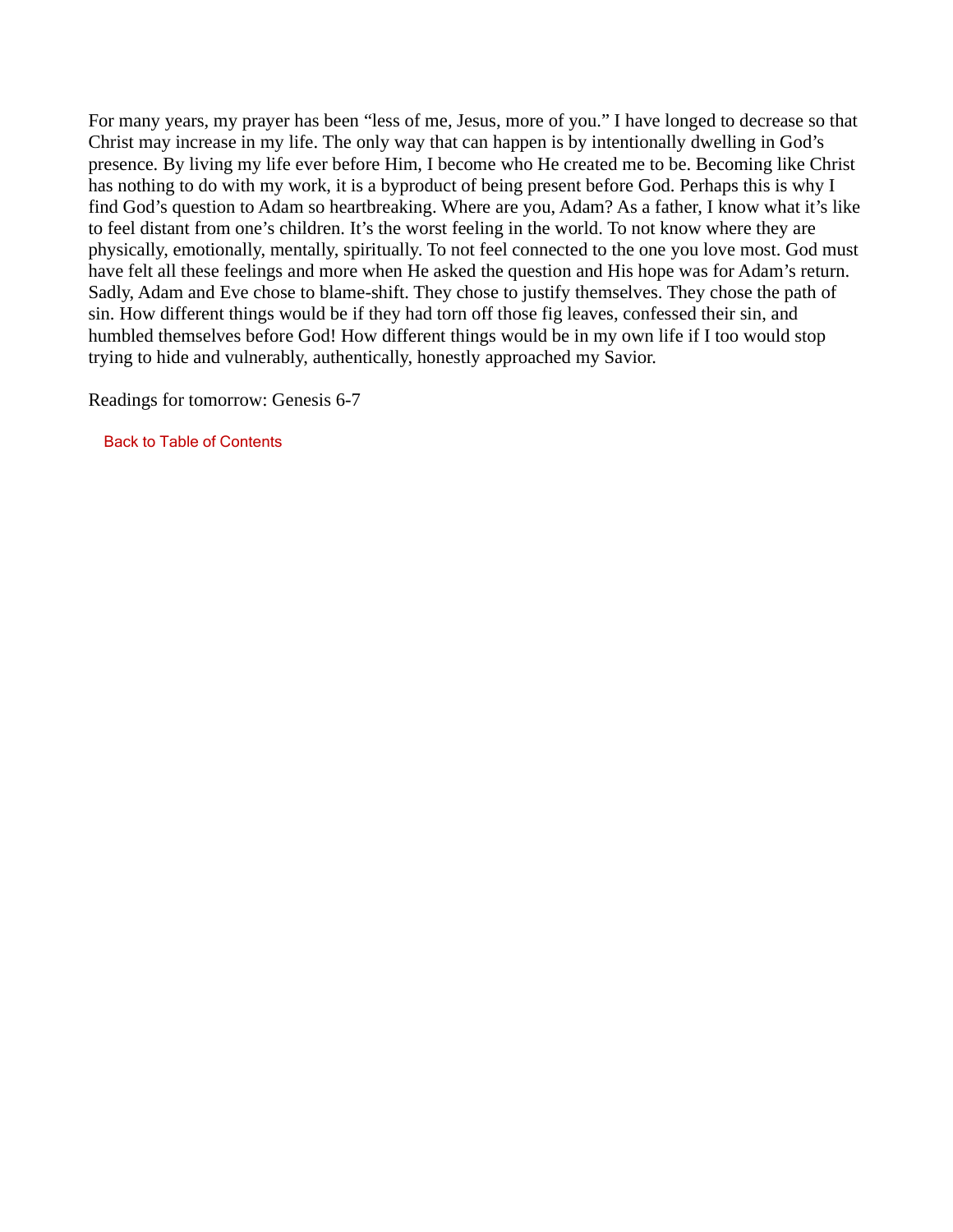For many years, my prayer has been "less of me, Jesus, more of you." I have longed to decrease so that Christ may increase in my life. The only way that can happen is by intentionally dwelling in God's presence. By living my life ever before Him, I become who He created me to be. Becoming like Christ has nothing to do with my work, it is a byproduct of being present before God. Perhaps this is why I find God's question to Adam so heartbreaking. Where are you, Adam? As a father, I know what it's like to feel distant from one's children. It's the worst feeling in the world. To not know where they are physically, emotionally, mentally, spiritually. To not feel connected to the one you love most. God must have felt all these feelings and more when He asked the question and His hope was for Adam's return. Sadly, Adam and Eve chose to blame-shift. They chose to justify themselves. They chose the path of sin. How different things would be if they had torn off those fig leaves, confessed their sin, and humbled themselves before God! How different things would be in my own life if I too would stop trying to hide and vulnerably, authentically, honestly approached my Savior.

Readings for tomorrow: Genesis 6-7

Back to Table of Contents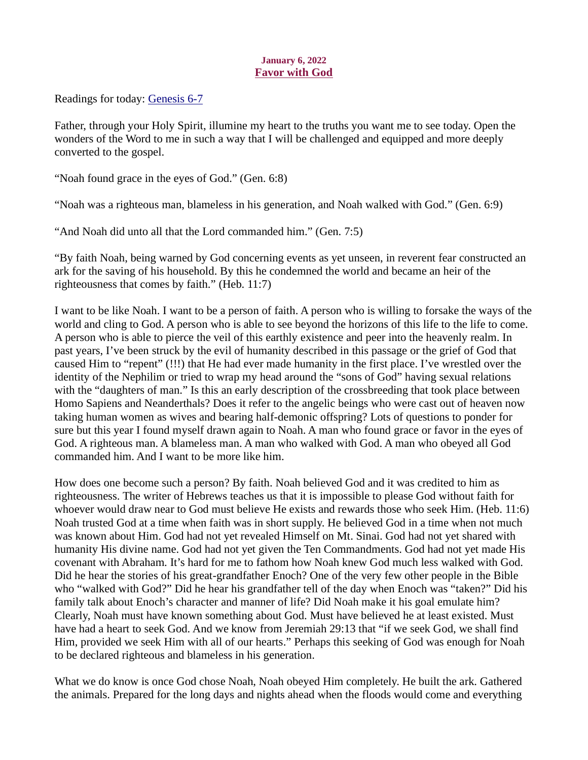**January 6, 2022**

## Favor with God

Readings for today: [Genesis 6-7]

Father, through your Holy Spirit, illumine my heart to the truths you want me to see today. Open the wonders of the Word to me in such a way that I will be challenged and equipped and more deeply converted to the gospel.

"Noah found grace in the eyes of God." (Gen. 6:8)

"Noah was a righteous man, blameless in his generation, and Noah walked with God." (Gen. 6:9)

"And Noah did unto all that the Lord commanded him." (Gen. 7:5)

"By faith Noah, being warned by God concerning events as yet unseen, in reverent fear constructed an ark for the saving of his household. By this he condemned the world and became an heir of the righteousness that comes by faith." (Heb. 11:7)

I want to be like Noah. I want to be a person of faith. A person who is willing to forsake the ways of the world and cling to God. A person who is able to see beyond the horizons of this life to the life to come. A person who is able to pierce the veil of this earthly existence and peer into the heavenly realm. In past years, I've been struck by the evil of humanity described in this passage or the grief of God that caused Him to "repent" (!!!) that He had ever made humanity in the first place. I've wrestled over the identity of the Nephilim or tried to wrap my head around the "sons of God" having sexual relations with the "daughters of man." Is this an early description of the crossbreeding that took place between Homo Sapiens and Neanderthals? Does it refer to the angelic beings who were cast out of heaven now taking human women as wives and bearing half-demonic offspring? Lots of questions to ponder for sure but this year I found myself drawn again to Noah. A man who found grace or favor in the eyes of God. A righteous man. A blameless man. A man who walked with God. A man who obeyed all God commanded him. And I want to be more like him.

How does one become such a person? By faith. Noah believed God and it was credited to him as righteousness. The writer of Hebrews teaches us that it is impossible to please God without faith for whoever would draw near to God must believe He exists and rewards those who seek Him. (Heb. 11:6) Noah trusted God at a time when faith was in short supply. He believed God in a time when not much was known about Him. God had not yet revealed Himself on Mt. Sinai. God had not yet shared with humanity His divine name. God had not yet given the Ten Commandments. God had not yet made His covenant with Abraham. It's hard for me to fathom how Noah knew God much less walked with God. Did he hear the stories of his great-grandfather Enoch? One of the very few other people in the Bible who "walked with God?" Did he hear his grandfather tell of the day when Enoch was "taken?" Did his family talk about Enoch's character and manner of life? Did Noah make it his goal emulate him? Clearly, Noah must have known something about God. Must have believed he at least existed. Must have had a heart to seek God. And we know from Jeremiah 29:13 that "if we seek God, we shall find Him, provided we seek Him with all of our hearts." Perhaps this seeking of God was enough for Noah to be declared righteous and blameless in his generation.

What we do know is once God chose Noah, Noah obeyed Him completely. He built the ark. Gathered the animals. Prepared for the long days and nights ahead when the floods would come and everything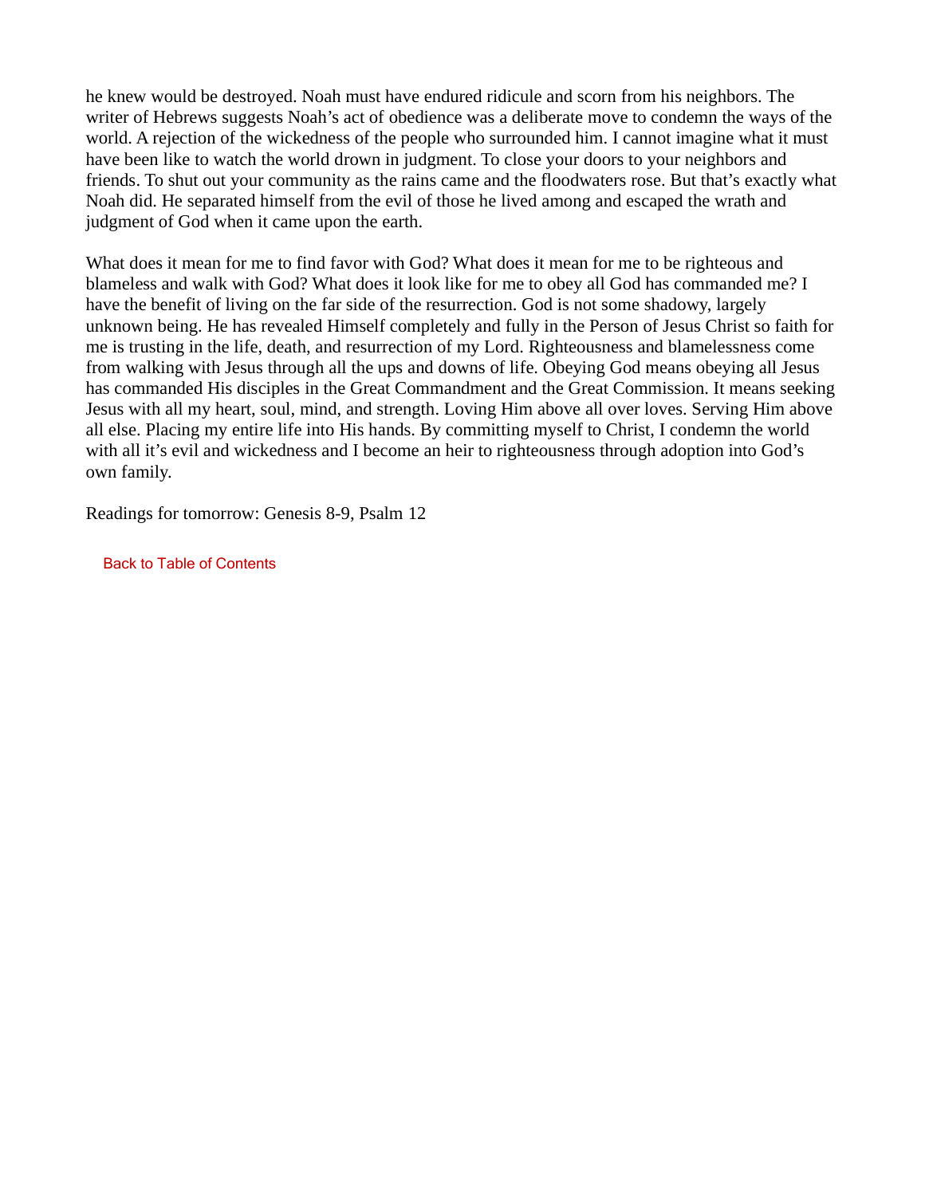he knew would be destroyed. Noah must have endured ridicule and scorn from his neighbors. The writer of Hebrews suggests Noah's act of obedience was a deliberate move to condemn the ways of the world. A rejection of the wickedness of the people who surrounded him. I cannot imagine what it must have been like to watch the world drown in judgment. To close your doors to your neighbors and friends. To shut out your community as the rains came and the floodwaters rose. But that's exactly what Noah did. He separated himself from the evil of those he lived among and escaped the wrath and judgment of God when it came upon the earth.

What does it mean for me to find favor with God? What does it mean for me to be righteous and blameless and walk with God? What does it look like for me to obey all God has commanded me? I have the benefit of living on the far side of the resurrection. God is not some shadowy, largely unknown being. He has revealed Himself completely and fully in the Person of Jesus Christ so faith for me is trusting in the life, death, and resurrection of my Lord. Righteousness and blamelessness come from walking with Jesus through all the ups and downs of life. Obeying God means obeying all Jesus has commanded His disciples in the Great Commandment and the Great Commission. It means seeking Jesus with all my heart, soul, mind, and strength. Loving Him above all over loves. Serving Him above all else. Placing my entire life into His hands. By committing myself to Christ, I condemn the world with all it's evil and wickedness and I become an heir to righteousness through adoption into God's own family.

Readings for tomorrow: Genesis 8-9, Psalm 12

Back to Table of Contents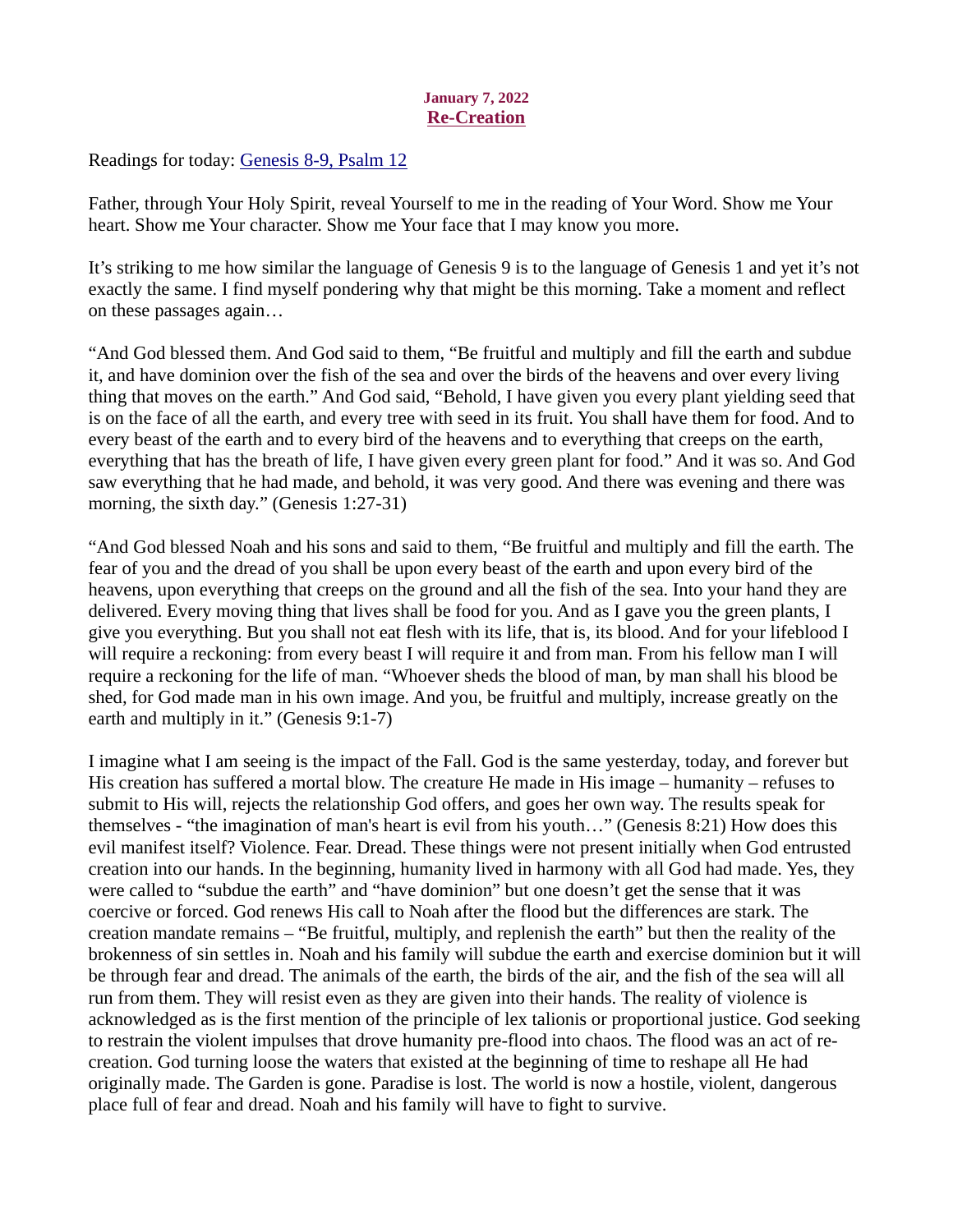**January 7, 2022**

# Re-Creation

Readings for today: [Genesis 8-9, Psalm 12]

Father, through Your Holy Spirit, reveal Yourself to me in the reading of Your Word. Show me Your heart. Show me Your character. Show me Your face that I may know you more.

It's striking to me how similar the language of Genesis 9 is to the language of Genesis 1 and yet it's not exactly the same. I find myself pondering why that might be this morning. Take a moment and reflect on these passages again…

"And God blessed them. And God said to them, "Be fruitful and multiply and fill the earth and subdue it, and have dominion over the fish of the sea and over the birds of the heavens and over every living thing that moves on the earth." And God said, "Behold, I have given you every plant yielding seed that is on the face of all the earth, and every tree with seed in its fruit. You shall have them for food. And to every beast of the earth and to every bird of the heavens and to everything that creeps on the earth, everything that has the breath of life, I have given every green plant for food." And it was so. And God saw everything that he had made, and behold, it was very good. And there was evening and there was morning, the sixth day." (Genesis 1:27-31)

"And God blessed Noah and his sons and said to them, "Be fruitful and multiply and fill the earth. The fear of you and the dread of you shall be upon every beast of the earth and upon every bird of the heavens, upon everything that creeps on the ground and all the fish of the sea. Into your hand they are delivered. Every moving thing that lives shall be food for you. And as I gave you the green plants, I give you everything. But you shall not eat flesh with its life, that is, its blood. And for your lifeblood I will require a reckoning: from every beast I will require it and from man. From his fellow man I will require a reckoning for the life of man. "Whoever sheds the blood of man, by man shall his blood be shed, for God made man in his own image. And you, be fruitful and multiply, increase greatly on the earth and multiply in it." (Genesis 9:1-7)

I imagine what I am seeing is the impact of the Fall. God is the same yesterday, today, and forever but His creation has suffered a mortal blow. The creature He made in His image – humanity – refuses to submit to His will, rejects the relationship God offers, and goes her own way. The results speak for themselves - "the imagination of man's heart is evil from his youth…" (Genesis 8:21) How does this evil manifest itself? Violence. Fear. Dread. These things were not present initially when God entrusted creation into our hands. In the beginning, humanity lived in harmony with all God had made. Yes, they were called to "subdue the earth" and "have dominion" but one doesn't get the sense that it was coercive or forced. God renews His call to Noah after the flood but the differences are stark. The creation mandate remains – "Be fruitful, multiply, and replenish the earth" but then the reality of the brokenness of sin settles in. Noah and his family will subdue the earth and exercise dominion but it will be through fear and dread. The animals of the earth, the birds of the air, and the fish of the sea will all run from them. They will resist even as they are given into their hands. The reality of violence is acknowledged as is the first mention of the principle of lex talionis or proportional justice. God seeking to restrain the violent impulses that drove humanity pre-flood into chaos. The flood was an act of re-creation. God turning loose the waters that existed at the beginning of time to reshape all He had originally made. The Garden is gone. Paradise is lost. The world is now a hostile, violent, dangerous place full of fear and dread. Noah and his family will have to fight to survive.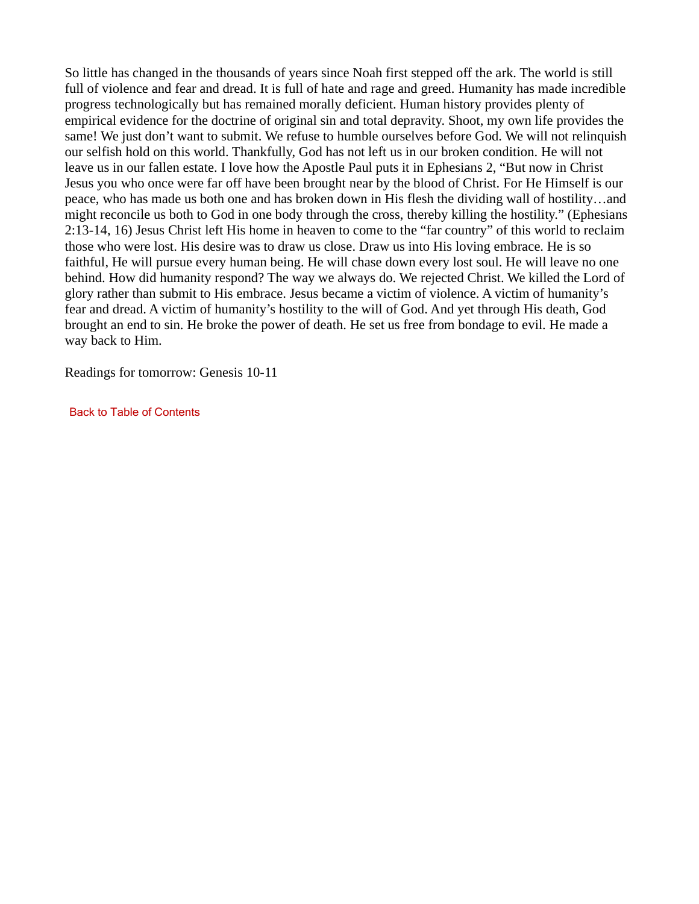So little has changed in the thousands of years since Noah first stepped off the ark. The world is still full of violence and fear and dread. It is full of hate and rage and greed. Humanity has made incredible progress technologically but has remained morally deficient. Human history provides plenty of empirical evidence for the doctrine of original sin and total depravity. Shoot, my own life provides the same! We just don't want to submit. We refuse to humble ourselves before God. We will not relinquish our selfish hold on this world. Thankfully, God has not left us in our broken condition. He will not leave us in our fallen estate. I love how the Apostle Paul puts it in Ephesians 2, "But now in Christ Jesus you who once were far off have been brought near by the blood of Christ. For He Himself is our peace, who has made us both one and has broken down in His flesh the dividing wall of hostility…and might reconcile us both to God in one body through the cross, thereby killing the hostility." (Ephesians 2:13-14, 16) Jesus Christ left His home in heaven to come to the "far country" of this world to reclaim those who were lost. His desire was to draw us close. Draw us into His loving embrace. He is so faithful, He will pursue every human being. He will chase down every lost soul. He will leave no one behind. How did humanity respond? The way we always do. We rejected Christ. We killed the Lord of glory rather than submit to His embrace. Jesus became a victim of violence. A victim of humanity's fear and dread. A victim of humanity's hostility to the will of God. And yet through His death, God brought an end to sin. He broke the power of death. He set us free from bondage to evil. He made a way back to Him.

Readings for tomorrow: Genesis 10-11

Back to Table of Contents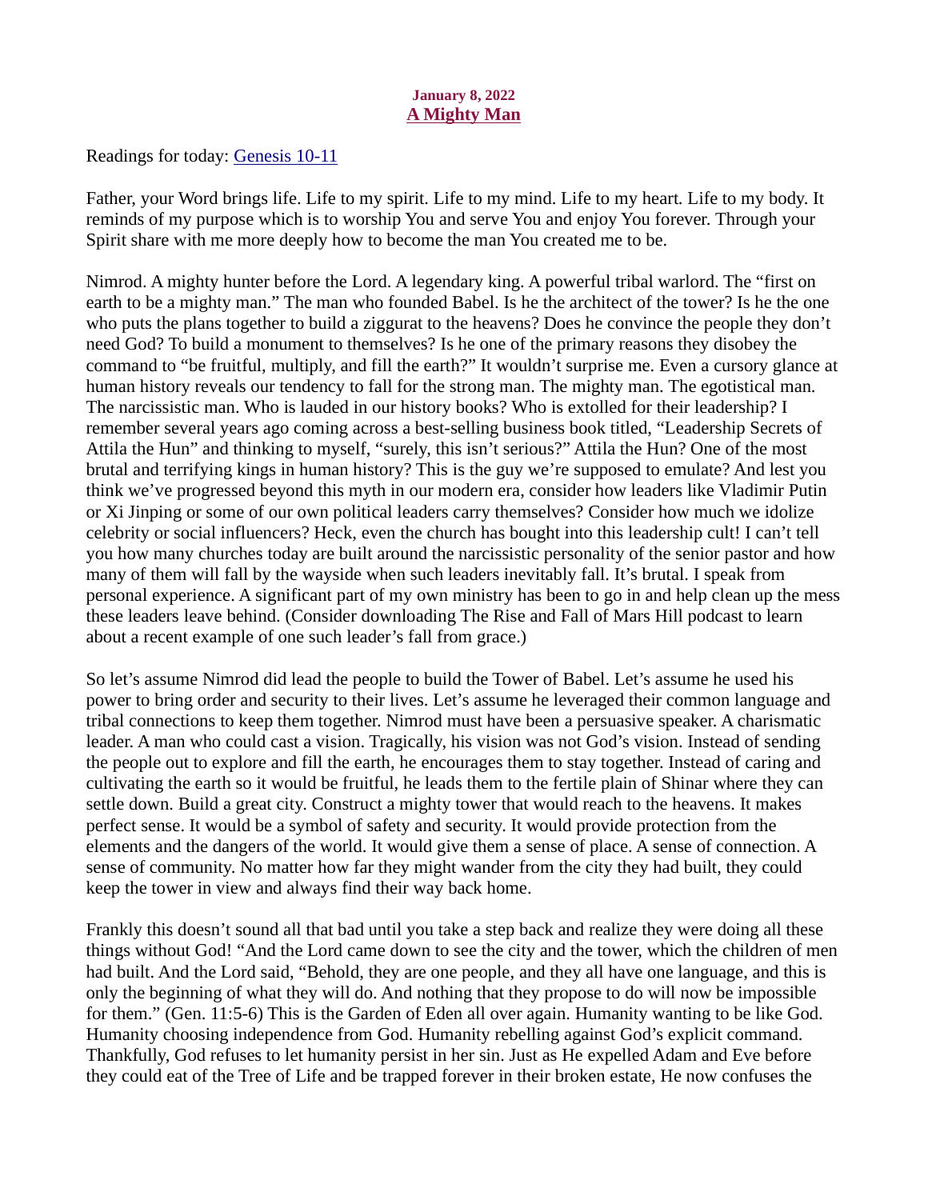**January 8, 2022**
## A Mighty Man

Readings for today: Genesis 10-11

Father, your Word brings life. Life to my spirit. Life to my mind. Life to my heart. Life to my body. It reminds of my purpose which is to worship You and serve You and enjoy You forever. Through your Spirit share with me more deeply how to become the man You created me to be.

Nimrod. A mighty hunter before the Lord. A legendary king. A powerful tribal warlord. The "first on earth to be a mighty man." The man who founded Babel. Is he the architect of the tower? Is he the one who puts the plans together to build a ziggurat to the heavens? Does he convince the people they don't need God? To build a monument to themselves? Is he one of the primary reasons they disobey the command to "be fruitful, multiply, and fill the earth?" It wouldn't surprise me. Even a cursory glance at human history reveals our tendency to fall for the strong man. The mighty man. The egotistical man. The narcissistic man. Who is lauded in our history books? Who is extolled for their leadership? I remember several years ago coming across a best-selling business book titled, "Leadership Secrets of Attila the Hun" and thinking to myself, "surely, this isn't serious?" Attila the Hun? One of the most brutal and terrifying kings in human history? This is the guy we're supposed to emulate? And lest you think we've progressed beyond this myth in our modern era, consider how leaders like Vladimir Putin or Xi Jinping or some of our own political leaders carry themselves? Consider how much we idolize celebrity or social influencers? Heck, even the church has bought into this leadership cult! I can't tell you how many churches today are built around the narcissistic personality of the senior pastor and how many of them will fall by the wayside when such leaders inevitably fall. It's brutal. I speak from personal experience. A significant part of my own ministry has been to go in and help clean up the mess these leaders leave behind. (Consider downloading The Rise and Fall of Mars Hill podcast to learn about a recent example of one such leader's fall from grace.)

So let's assume Nimrod did lead the people to build the Tower of Babel. Let's assume he used his power to bring order and security to their lives. Let's assume he leveraged their common language and tribal connections to keep them together. Nimrod must have been a persuasive speaker. A charismatic leader. A man who could cast a vision. Tragically, his vision was not God's vision. Instead of sending the people out to explore and fill the earth, he encourages them to stay together. Instead of caring and cultivating the earth so it would be fruitful, he leads them to the fertile plain of Shinar where they can settle down. Build a great city. Construct a mighty tower that would reach to the heavens. It makes perfect sense. It would be a symbol of safety and security. It would provide protection from the elements and the dangers of the world. It would give them a sense of place. A sense of connection. A sense of community. No matter how far they might wander from the city they had built, they could keep the tower in view and always find their way back home.

Frankly this doesn't sound all that bad until you take a step back and realize they were doing all these things without God! "And the Lord came down to see the city and the tower, which the children of men had built. And the Lord said, "Behold, they are one people, and they all have one language, and this is only the beginning of what they will do. And nothing that they propose to do will now be impossible for them." (Gen. 11:5-6) This is the Garden of Eden all over again. Humanity wanting to be like God. Humanity choosing independence from God. Humanity rebelling against God's explicit command. Thankfully, God refuses to let humanity persist in her sin. Just as He expelled Adam and Eve before they could eat of the Tree of Life and be trapped forever in their broken estate, He now confuses the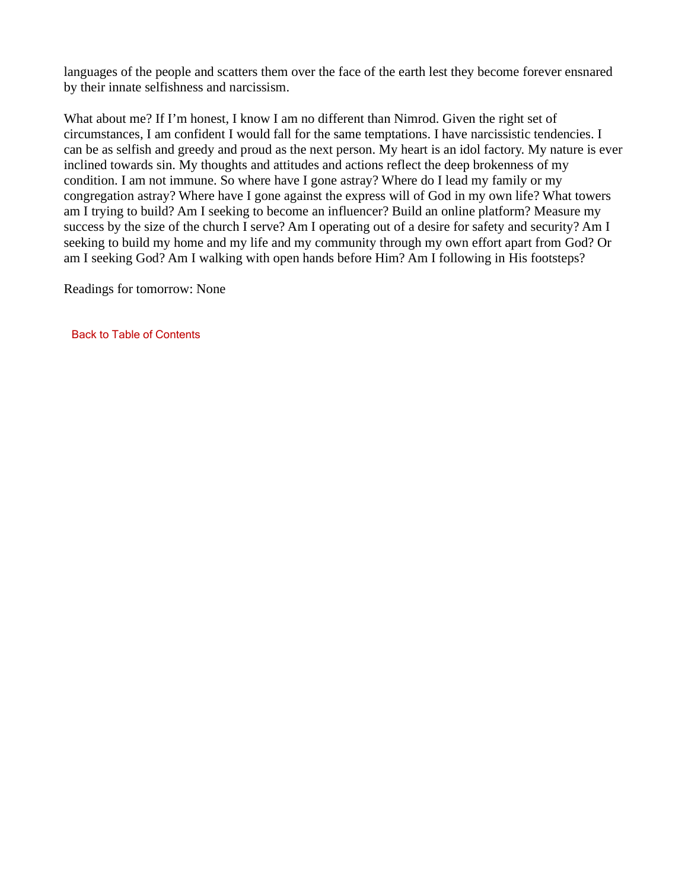languages of the people and scatters them over the face of the earth lest they become forever ensnared by their innate selfishness and narcissism.

What about me? If I'm honest, I know I am no different than Nimrod. Given the right set of circumstances, I am confident I would fall for the same temptations. I have narcissistic tendencies. I can be as selfish and greedy and proud as the next person. My heart is an idol factory. My nature is ever inclined towards sin. My thoughts and attitudes and actions reflect the deep brokenness of my condition. I am not immune. So where have I gone astray? Where do I lead my family or my congregation astray? Where have I gone against the express will of God in my own life? What towers am I trying to build? Am I seeking to become an influencer? Build an online platform? Measure my success by the size of the church I serve? Am I operating out of a desire for safety and security? Am I seeking to build my home and my life and my community through my own effort apart from God? Or am I seeking God? Am I walking with open hands before Him? Am I following in His footsteps?

Readings for tomorrow: None

Back to Table of Contents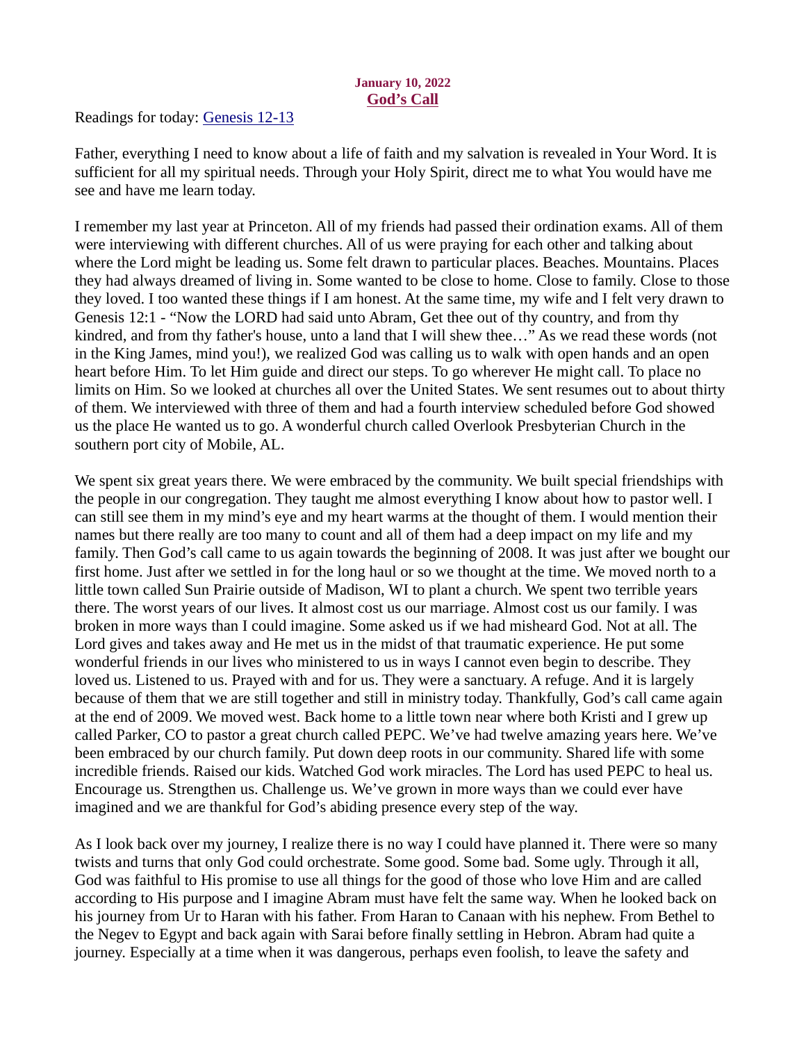**January 10, 2022**
**God's Call**

Readings for today: Genesis 12-13

Father, everything I need to know about a life of faith and my salvation is revealed in Your Word. It is sufficient for all my spiritual needs. Through your Holy Spirit, direct me to what You would have me see and have me learn today.

I remember my last year at Princeton. All of my friends had passed their ordination exams. All of them were interviewing with different churches. All of us were praying for each other and talking about where the Lord might be leading us. Some felt drawn to particular places. Beaches. Mountains. Places they had always dreamed of living in. Some wanted to be close to home. Close to family. Close to those they loved. I too wanted these things if I am honest. At the same time, my wife and I felt very drawn to Genesis 12:1 - "Now the LORD had said unto Abram, Get thee out of thy country, and from thy kindred, and from thy father's house, unto a land that I will shew thee…" As we read these words (not in the King James, mind you!), we realized God was calling us to walk with open hands and an open heart before Him. To let Him guide and direct our steps. To go wherever He might call. To place no limits on Him. So we looked at churches all over the United States. We sent resumes out to about thirty of them. We interviewed with three of them and had a fourth interview scheduled before God showed us the place He wanted us to go. A wonderful church called Overlook Presbyterian Church in the southern port city of Mobile, AL.

We spent six great years there. We were embraced by the community. We built special friendships with the people in our congregation. They taught me almost everything I know about how to pastor well. I can still see them in my mind's eye and my heart warms at the thought of them. I would mention their names but there really are too many to count and all of them had a deep impact on my life and my family. Then God's call came to us again towards the beginning of 2008. It was just after we bought our first home. Just after we settled in for the long haul or so we thought at the time. We moved north to a little town called Sun Prairie outside of Madison, WI to plant a church. We spent two terrible years there. The worst years of our lives. It almost cost us our marriage. Almost cost us our family. I was broken in more ways than I could imagine. Some asked us if we had misheard God. Not at all. The Lord gives and takes away and He met us in the midst of that traumatic experience. He put some wonderful friends in our lives who ministered to us in ways I cannot even begin to describe. They loved us. Listened to us. Prayed with and for us. They were a sanctuary. A refuge. And it is largely because of them that we are still together and still in ministry today. Thankfully, God's call came again at the end of 2009. We moved west. Back home to a little town near where both Kristi and I grew up called Parker, CO to pastor a great church called PEPC. We've had twelve amazing years here. We've been embraced by our church family. Put down deep roots in our community. Shared life with some incredible friends. Raised our kids. Watched God work miracles. The Lord has used PEPC to heal us. Encourage us. Strengthen us. Challenge us. We've grown in more ways than we could ever have imagined and we are thankful for God's abiding presence every step of the way.

As I look back over my journey, I realize there is no way I could have planned it. There were so many twists and turns that only God could orchestrate. Some good. Some bad. Some ugly. Through it all, God was faithful to His promise to use all things for the good of those who love Him and are called according to His purpose and I imagine Abram must have felt the same way. When he looked back on his journey from Ur to Haran with his father. From Haran to Canaan with his nephew. From Bethel to the Negev to Egypt and back again with Sarai before finally settling in Hebron. Abram had quite a journey. Especially at a time when it was dangerous, perhaps even foolish, to leave the safety and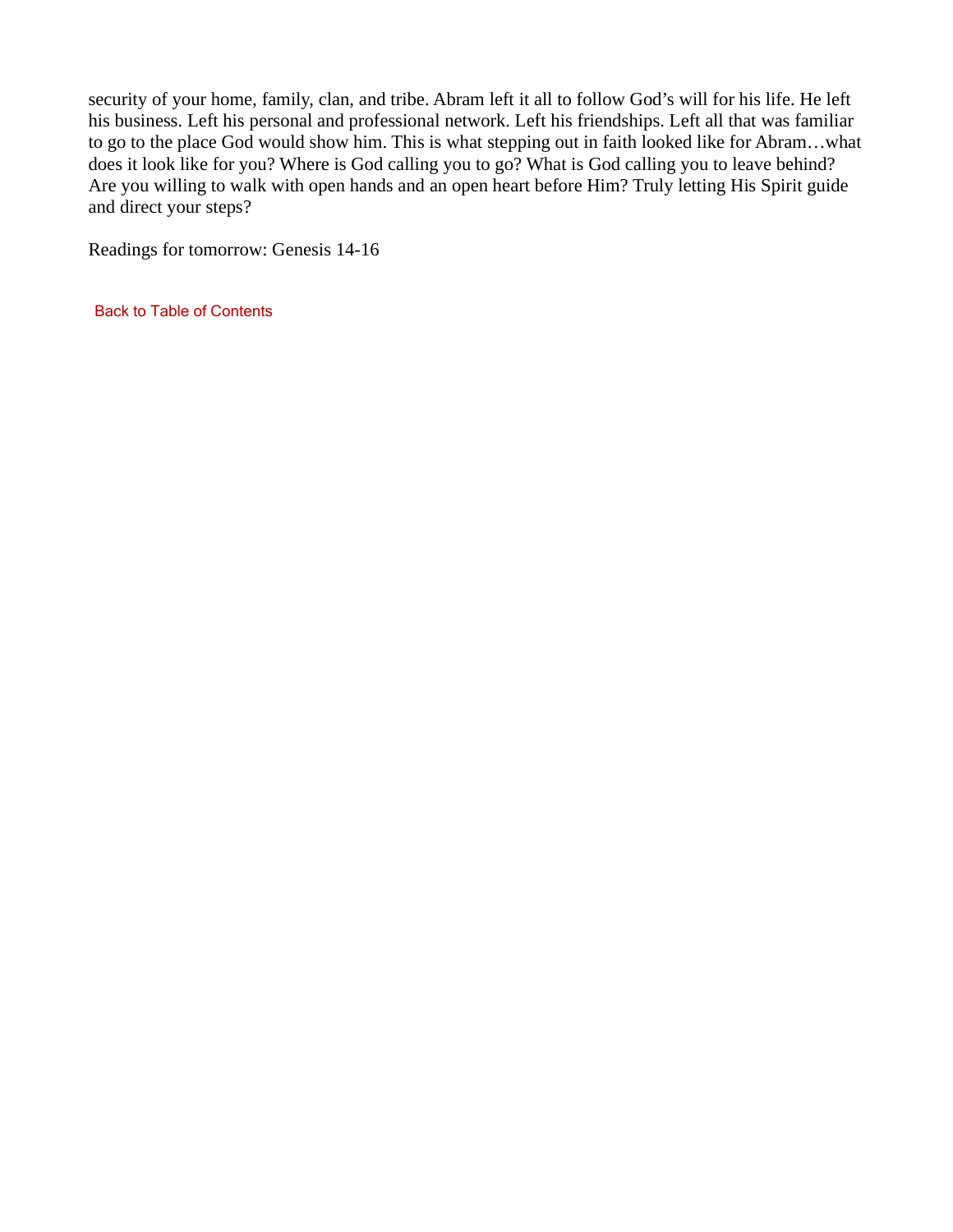security of your home, family, clan, and tribe. Abram left it all to follow God's will for his life. He left his business. Left his personal and professional network. Left his friendships. Left all that was familiar to go to the place God would show him. This is what stepping out in faith looked like for Abram…what does it look like for you? Where is God calling you to go? What is God calling you to leave behind? Are you willing to walk with open hands and an open heart before Him? Truly letting His Spirit guide and direct your steps?

Readings for tomorrow: Genesis 14-16

Back to Table of Contents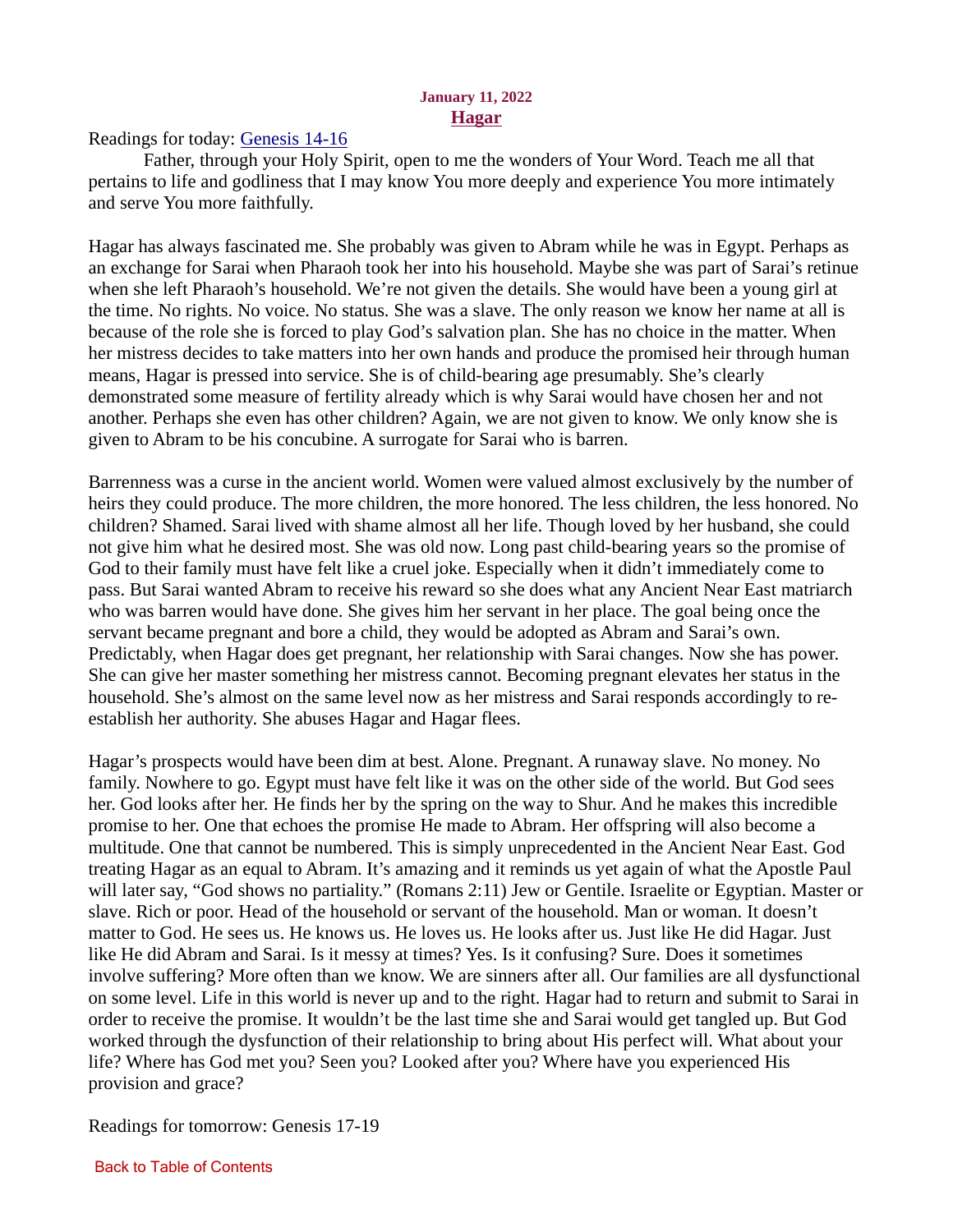**January 11, 2022**

## Hagar

Readings for today: [Genesis 14-16]

Father, through your Holy Spirit, open to me the wonders of Your Word. Teach me all that pertains to life and godliness that I may know You more deeply and experience You more intimately and serve You more faithfully.

Hagar has always fascinated me. She probably was given to Abram while he was in Egypt. Perhaps as an exchange for Sarai when Pharaoh took her into his household. Maybe she was part of Sarai's retinue when she left Pharaoh's household. We're not given the details. She would have been a young girl at the time. No rights. No voice. No status. She was a slave. The only reason we know her name at all is because of the role she is forced to play God's salvation plan. She has no choice in the matter. When her mistress decides to take matters into her own hands and produce the promised heir through human means, Hagar is pressed into service. She is of child-bearing age presumably. She's clearly demonstrated some measure of fertility already which is why Sarai would have chosen her and not another. Perhaps she even has other children? Again, we are not given to know. We only know she is given to Abram to be his concubine. A surrogate for Sarai who is barren.

Barrenness was a curse in the ancient world. Women were valued almost exclusively by the number of heirs they could produce. The more children, the more honored. The less children, the less honored. No children? Shamed. Sarai lived with shame almost all her life. Though loved by her husband, she could not give him what he desired most. She was old now. Long past child-bearing years so the promise of God to their family must have felt like a cruel joke. Especially when it didn't immediately come to pass. But Sarai wanted Abram to receive his reward so she does what any Ancient Near East matriarch who was barren would have done. She gives him her servant in her place. The goal being once the servant became pregnant and bore a child, they would be adopted as Abram and Sarai's own. Predictably, when Hagar does get pregnant, her relationship with Sarai changes. Now she has power. She can give her master something her mistress cannot. Becoming pregnant elevates her status in the household. She's almost on the same level now as her mistress and Sarai responds accordingly to re-establish her authority. She abuses Hagar and Hagar flees.

Hagar's prospects would have been dim at best. Alone. Pregnant. A runaway slave. No money. No family. Nowhere to go. Egypt must have felt like it was on the other side of the world. But God sees her. God looks after her. He finds her by the spring on the way to Shur. And he makes this incredible promise to her. One that echoes the promise He made to Abram. Her offspring will also become a multitude. One that cannot be numbered. This is simply unprecedented in the Ancient Near East. God treating Hagar as an equal to Abram. It's amazing and it reminds us yet again of what the Apostle Paul will later say, "God shows no partiality." (Romans 2:11) Jew or Gentile. Israelite or Egyptian. Master or slave. Rich or poor. Head of the household or servant of the household. Man or woman. It doesn't matter to God. He sees us. He knows us. He loves us. He looks after us. Just like He did Hagar. Just like He did Abram and Sarai. Is it messy at times? Yes. Is it confusing? Sure. Does it sometimes involve suffering? More often than we know. We are sinners after all. Our families are all dysfunctional on some level. Life in this world is never up and to the right. Hagar had to return and submit to Sarai in order to receive the promise. It wouldn't be the last time she and Sarai would get tangled up. But God worked through the dysfunction of their relationship to bring about His perfect will. What about your life? Where has God met you? Seen you? Looked after you? Where have you experienced His provision and grace?

Readings for tomorrow: Genesis 17-19

Back to Table of Contents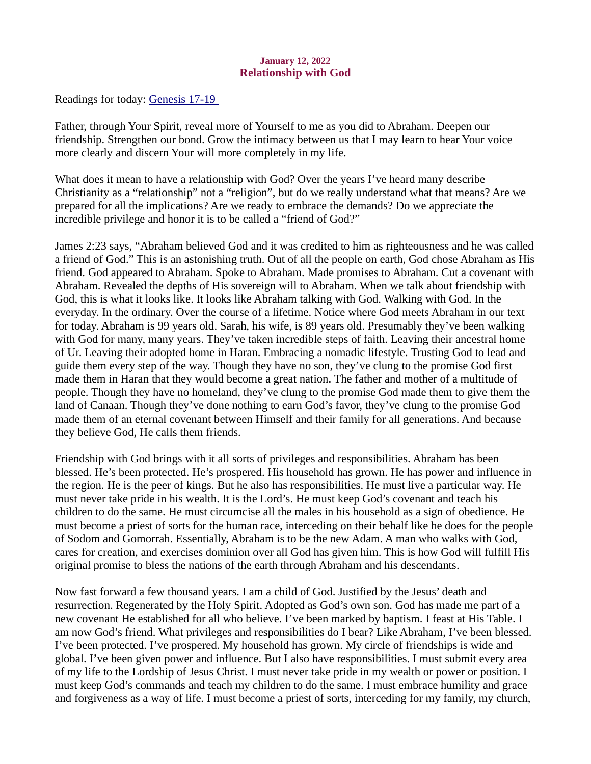**January 12, 2022**

## Relationship with God

Readings for today: [Genesis 17-19](#)

Father, through Your Spirit, reveal more of Yourself to me as you did to Abraham. Deepen our friendship. Strengthen our bond. Grow the intimacy between us that I may learn to hear Your voice more clearly and discern Your will more completely in my life.

What does it mean to have a relationship with God? Over the years I've heard many describe Christianity as a "relationship" not a "religion", but do we really understand what that means? Are we prepared for all the implications? Are we ready to embrace the demands? Do we appreciate the incredible privilege and honor it is to be called a "friend of God?"

James 2:23 says, "Abraham believed God and it was credited to him as righteousness and he was called a friend of God." This is an astonishing truth. Out of all the people on earth, God chose Abraham as His friend. God appeared to Abraham. Spoke to Abraham. Made promises to Abraham. Cut a covenant with Abraham. Revealed the depths of His sovereign will to Abraham. When we talk about friendship with God, this is what it looks like. It looks like Abraham talking with God. Walking with God. In the everyday. In the ordinary. Over the course of a lifetime. Notice where God meets Abraham in our text for today. Abraham is 99 years old. Sarah, his wife, is 89 years old. Presumably they've been walking with God for many, many years. They've taken incredible steps of faith. Leaving their ancestral home of Ur. Leaving their adopted home in Haran. Embracing a nomadic lifestyle. Trusting God to lead and guide them every step of the way. Though they have no son, they've clung to the promise God first made them in Haran that they would become a great nation. The father and mother of a multitude of people. Though they have no homeland, they've clung to the promise God made them to give them the land of Canaan. Though they've done nothing to earn God's favor, they've clung to the promise God made them of an eternal covenant between Himself and their family for all generations. And because they believe God, He calls them friends.

Friendship with God brings with it all sorts of privileges and responsibilities. Abraham has been blessed. He's been protected. He's prospered. His household has grown. He has power and influence in the region. He is the peer of kings. But he also has responsibilities. He must live a particular way. He must never take pride in his wealth. It is the Lord's. He must keep God's covenant and teach his children to do the same. He must circumcise all the males in his household as a sign of obedience. He must become a priest of sorts for the human race, interceding on their behalf like he does for the people of Sodom and Gomorrah. Essentially, Abraham is to be the new Adam. A man who walks with God, cares for creation, and exercises dominion over all God has given him. This is how God will fulfill His original promise to bless the nations of the earth through Abraham and his descendants.

Now fast forward a few thousand years. I am a child of God. Justified by the Jesus' death and resurrection. Regenerated by the Holy Spirit. Adopted as God's own son. God has made me part of a new covenant He established for all who believe. I've been marked by baptism. I feast at His Table. I am now God's friend. What privileges and responsibilities do I bear? Like Abraham, I've been blessed. I've been protected. I've prospered. My household has grown. My circle of friendships is wide and global. I've been given power and influence. But I also have responsibilities. I must submit every area of my life to the Lordship of Jesus Christ. I must never take pride in my wealth or power or position. I must keep God's commands and teach my children to do the same. I must embrace humility and grace and forgiveness as a way of life. I must become a priest of sorts, interceding for my family, my church,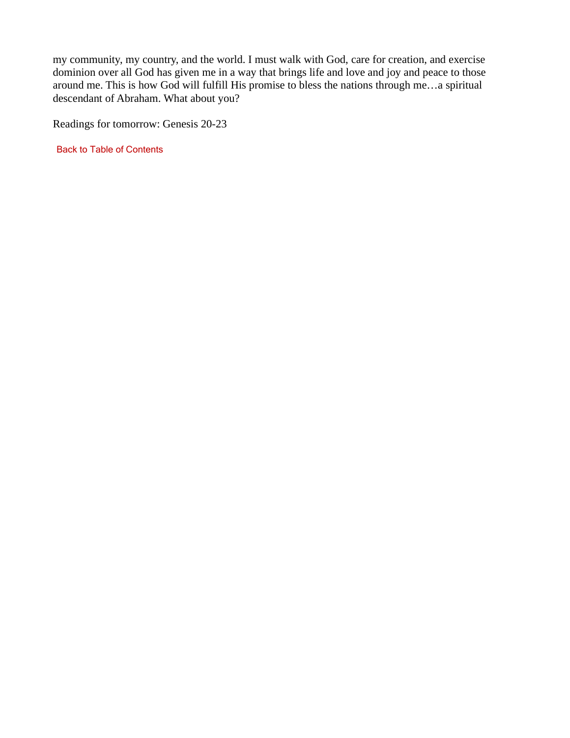my community, my country, and the world. I must walk with God, care for creation, and exercise dominion over all God has given me in a way that brings life and love and joy and peace to those around me. This is how God will fulfill His promise to bless the nations through me…a spiritual descendant of Abraham. What about you?

Readings for tomorrow: Genesis 20-23

Back to Table of Contents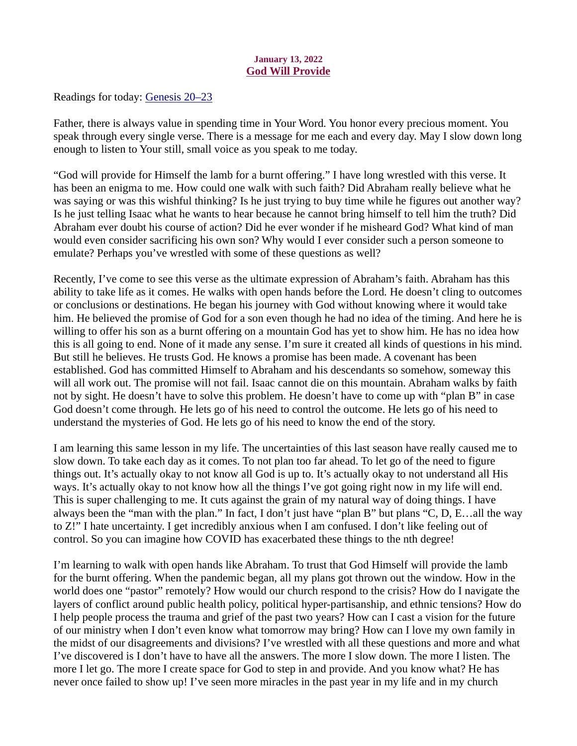**January 13, 2022**

## God Will Provide

Readings for today: Genesis 20–23

Father, there is always value in spending time in Your Word. You honor every precious moment. You speak through every single verse. There is a message for me each and every day. May I slow down long enough to listen to Your still, small voice as you speak to me today.

"God will provide for Himself the lamb for a burnt offering." I have long wrestled with this verse. It has been an enigma to me. How could one walk with such faith? Did Abraham really believe what he was saying or was this wishful thinking? Is he just trying to buy time while he figures out another way? Is he just telling Isaac what he wants to hear because he cannot bring himself to tell him the truth? Did Abraham ever doubt his course of action? Did he ever wonder if he misheard God? What kind of man would even consider sacrificing his own son? Why would I ever consider such a person someone to emulate? Perhaps you've wrestled with some of these questions as well?

Recently, I've come to see this verse as the ultimate expression of Abraham's faith. Abraham has this ability to take life as it comes. He walks with open hands before the Lord. He doesn't cling to outcomes or conclusions or destinations. He began his journey with God without knowing where it would take him. He believed the promise of God for a son even though he had no idea of the timing. And here he is willing to offer his son as a burnt offering on a mountain God has yet to show him. He has no idea how this is all going to end. None of it made any sense. I'm sure it created all kinds of questions in his mind. But still he believes. He trusts God. He knows a promise has been made. A covenant has been established. God has committed Himself to Abraham and his descendants so somehow, someway this will all work out. The promise will not fail. Isaac cannot die on this mountain. Abraham walks by faith not by sight. He doesn't have to solve this problem. He doesn't have to come up with "plan B" in case God doesn't come through. He lets go of his need to control the outcome. He lets go of his need to understand the mysteries of God. He lets go of his need to know the end of the story.

I am learning this same lesson in my life. The uncertainties of this last season have really caused me to slow down. To take each day as it comes. To not plan too far ahead. To let go of the need to figure things out. It's actually okay to not know all God is up to. It's actually okay to not understand all His ways. It's actually okay to not know how all the things I've got going right now in my life will end. This is super challenging to me. It cuts against the grain of my natural way of doing things. I have always been the "man with the plan." In fact, I don't just have "plan B" but plans "C, D, E…all the way to Z!" I hate uncertainty. I get incredibly anxious when I am confused. I don't like feeling out of control. So you can imagine how COVID has exacerbated these things to the nth degree!

I'm learning to walk with open hands like Abraham. To trust that God Himself will provide the lamb for the burnt offering. When the pandemic began, all my plans got thrown out the window. How in the world does one "pastor" remotely? How would our church respond to the crisis? How do I navigate the layers of conflict around public health policy, political hyper-partisanship, and ethnic tensions? How do I help people process the trauma and grief of the past two years? How can I cast a vision for the future of our ministry when I don't even know what tomorrow may bring? How can I love my own family in the midst of our disagreements and divisions? I've wrestled with all these questions and more and what I've discovered is I don't have to have all the answers. The more I slow down. The more I listen. The more I let go. The more I create space for God to step in and provide. And you know what? He has never once failed to show up! I've seen more miracles in the past year in my life and in my church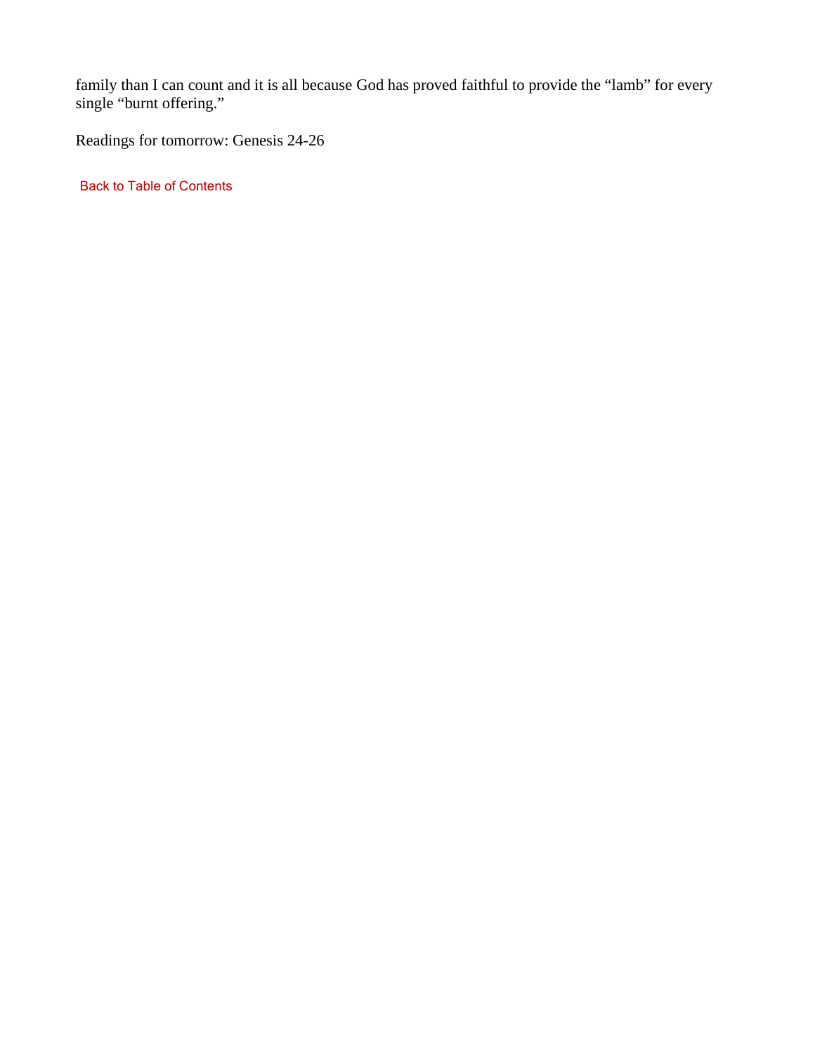family than I can count and it is all because God has proved faithful to provide the “lamb” for every single “burnt offering.”

Readings for tomorrow: Genesis 24-26

Back to Table of Contents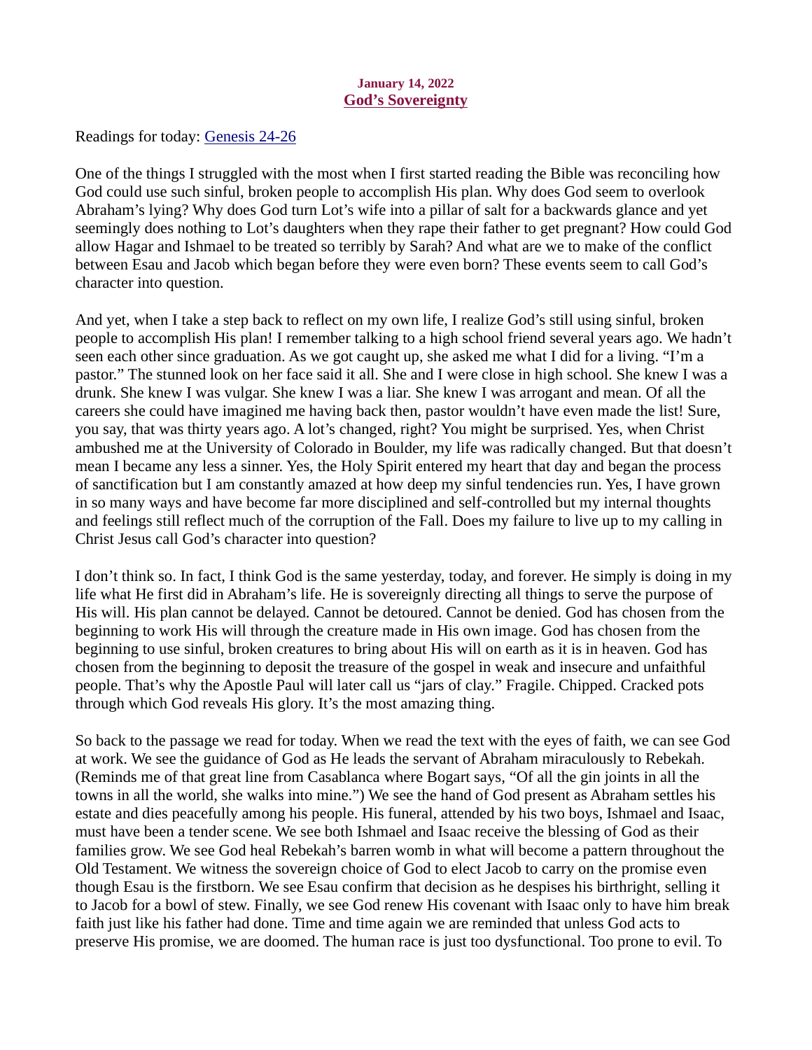**January 14, 2022**

## God's Sovereignty

Readings for today: Genesis 24-26

One of the things I struggled with the most when I first started reading the Bible was reconciling how God could use such sinful, broken people to accomplish His plan. Why does God seem to overlook Abraham's lying? Why does God turn Lot's wife into a pillar of salt for a backwards glance and yet seemingly does nothing to Lot's daughters when they rape their father to get pregnant? How could God allow Hagar and Ishmael to be treated so terribly by Sarah? And what are we to make of the conflict between Esau and Jacob which began before they were even born? These events seem to call God's character into question.

And yet, when I take a step back to reflect on my own life, I realize God's still using sinful, broken people to accomplish His plan! I remember talking to a high school friend several years ago. We hadn't seen each other since graduation. As we got caught up, she asked me what I did for a living. "I'm a pastor." The stunned look on her face said it all. She and I were close in high school. She knew I was a drunk. She knew I was vulgar. She knew I was a liar. She knew I was arrogant and mean. Of all the careers she could have imagined me having back then, pastor wouldn't have even made the list! Sure, you say, that was thirty years ago. A lot's changed, right? You might be surprised. Yes, when Christ ambushed me at the University of Colorado in Boulder, my life was radically changed. But that doesn't mean I became any less a sinner. Yes, the Holy Spirit entered my heart that day and began the process of sanctification but I am constantly amazed at how deep my sinful tendencies run. Yes, I have grown in so many ways and have become far more disciplined and self-controlled but my internal thoughts and feelings still reflect much of the corruption of the Fall. Does my failure to live up to my calling in Christ Jesus call God's character into question?

I don't think so. In fact, I think God is the same yesterday, today, and forever. He simply is doing in my life what He first did in Abraham's life. He is sovereignly directing all things to serve the purpose of His will. His plan cannot be delayed. Cannot be detoured. Cannot be denied. God has chosen from the beginning to work His will through the creature made in His own image. God has chosen from the beginning to use sinful, broken creatures to bring about His will on earth as it is in heaven. God has chosen from the beginning to deposit the treasure of the gospel in weak and insecure and unfaithful people. That's why the Apostle Paul will later call us "jars of clay." Fragile. Chipped. Cracked pots through which God reveals His glory. It's the most amazing thing.

So back to the passage we read for today. When we read the text with the eyes of faith, we can see God at work. We see the guidance of God as He leads the servant of Abraham miraculously to Rebekah. (Reminds me of that great line from Casablanca where Bogart says, "Of all the gin joints in all the towns in all the world, she walks into mine.") We see the hand of God present as Abraham settles his estate and dies peacefully among his people. His funeral, attended by his two boys, Ishmael and Isaac, must have been a tender scene. We see both Ishmael and Isaac receive the blessing of God as their families grow. We see God heal Rebekah's barren womb in what will become a pattern throughout the Old Testament. We witness the sovereign choice of God to elect Jacob to carry on the promise even though Esau is the firstborn. We see Esau confirm that decision as he despises his birthright, selling it to Jacob for a bowl of stew. Finally, we see God renew His covenant with Isaac only to have him break faith just like his father had done. Time and time again we are reminded that unless God acts to preserve His promise, we are doomed. The human race is just too dysfunctional. Too prone to evil. To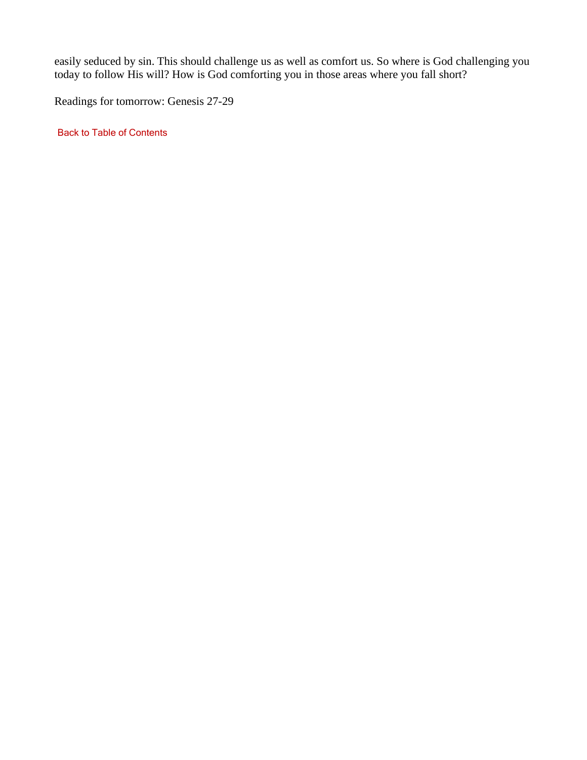easily seduced by sin. This should challenge us as well as comfort us. So where is God challenging you today to follow His will? How is God comforting you in those areas where you fall short?

Readings for tomorrow: Genesis 27-29

Back to Table of Contents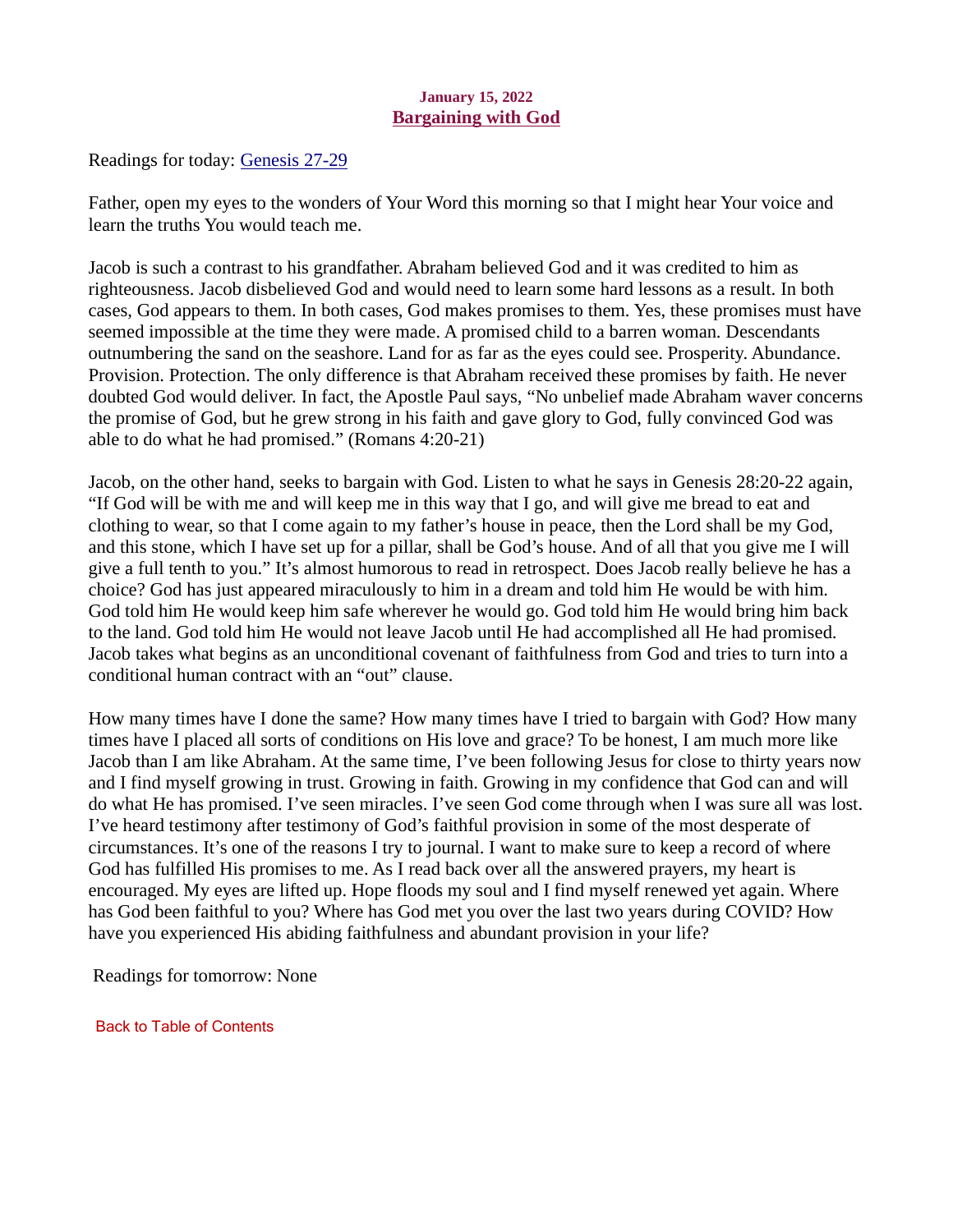**January 15, 2022**

## Bargaining with God

Readings for today: [Genesis 27-29]

Father, open my eyes to the wonders of Your Word this morning so that I might hear Your voice and learn the truths You would teach me.

Jacob is such a contrast to his grandfather. Abraham believed God and it was credited to him as righteousness. Jacob disbelieved God and would need to learn some hard lessons as a result. In both cases, God appears to them. In both cases, God makes promises to them. Yes, these promises must have seemed impossible at the time they were made. A promised child to a barren woman. Descendants outnumbering the sand on the seashore. Land for as far as the eyes could see. Prosperity. Abundance. Provision. Protection. The only difference is that Abraham received these promises by faith. He never doubted God would deliver. In fact, the Apostle Paul says, "No unbelief made Abraham waver concerns the promise of God, but he grew strong in his faith and gave glory to God, fully convinced God was able to do what he had promised." (Romans 4:20-21)

Jacob, on the other hand, seeks to bargain with God. Listen to what he says in Genesis 28:20-22 again, "If God will be with me and will keep me in this way that I go, and will give me bread to eat and clothing to wear, so that I come again to my father's house in peace, then the Lord shall be my God, and this stone, which I have set up for a pillar, shall be God's house. And of all that you give me I will give a full tenth to you." It's almost humorous to read in retrospect. Does Jacob really believe he has a choice? God has just appeared miraculously to him in a dream and told him He would be with him. God told him He would keep him safe wherever he would go. God told him He would bring him back to the land. God told him He would not leave Jacob until He had accomplished all He had promised. Jacob takes what begins as an unconditional covenant of faithfulness from God and tries to turn into a conditional human contract with an "out" clause.

How many times have I done the same? How many times have I tried to bargain with God? How many times have I placed all sorts of conditions on His love and grace? To be honest, I am much more like Jacob than I am like Abraham. At the same time, I've been following Jesus for close to thirty years now and I find myself growing in trust. Growing in faith. Growing in my confidence that God can and will do what He has promised. I've seen miracles. I've seen God come through when I was sure all was lost. I've heard testimony after testimony of God's faithful provision in some of the most desperate of circumstances. It's one of the reasons I try to journal. I want to make sure to keep a record of where God has fulfilled His promises to me. As I read back over all the answered prayers, my heart is encouraged. My eyes are lifted up. Hope floods my soul and I find myself renewed yet again. Where has God been faithful to you? Where has God met you over the last two years during COVID? How have you experienced His abiding faithfulness and abundant provision in your life?

Readings for tomorrow: None

Back to Table of Contents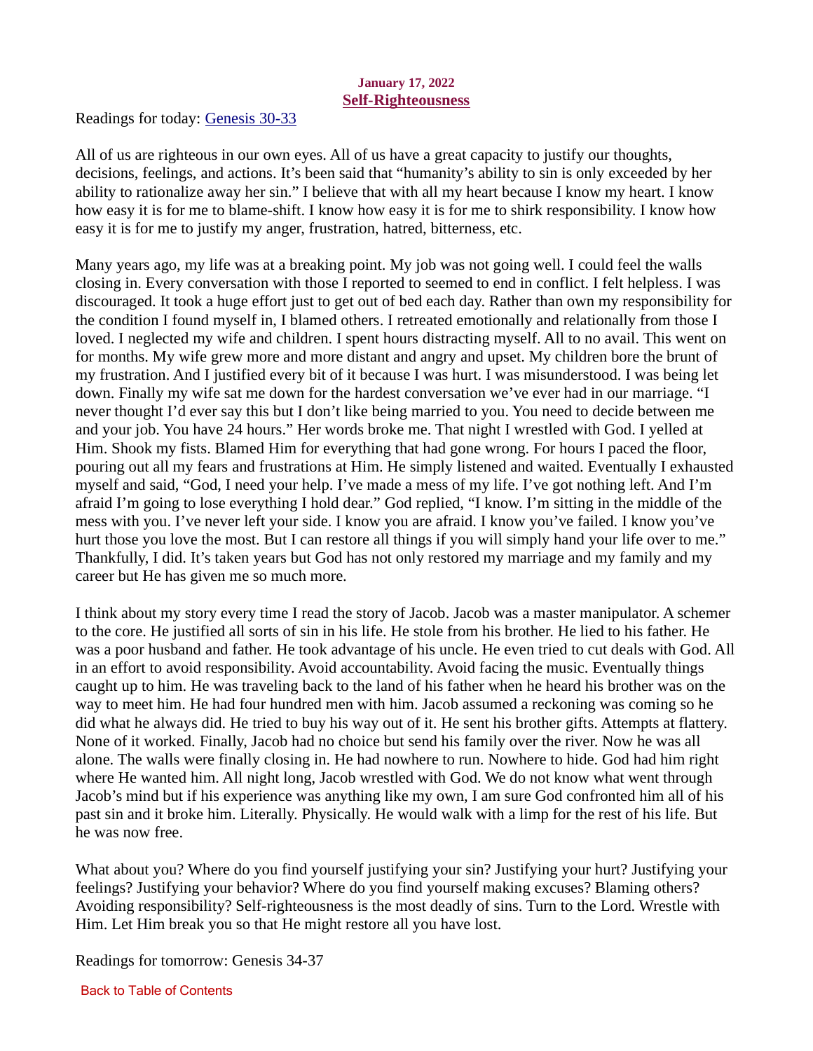**January 17, 2022**

## Self-Righteousness

Readings for today: Genesis 30-33

All of us are righteous in our own eyes. All of us have a great capacity to justify our thoughts, decisions, feelings, and actions. It's been said that "humanity's ability to sin is only exceeded by her ability to rationalize away her sin." I believe that with all my heart because I know my heart. I know how easy it is for me to blame-shift. I know how easy it is for me to shirk responsibility. I know how easy it is for me to justify my anger, frustration, hatred, bitterness, etc.

Many years ago, my life was at a breaking point. My job was not going well. I could feel the walls closing in. Every conversation with those I reported to seemed to end in conflict. I felt helpless. I was discouraged. It took a huge effort just to get out of bed each day. Rather than own my responsibility for the condition I found myself in, I blamed others. I retreated emotionally and relationally from those I loved. I neglected my wife and children. I spent hours distracting myself. All to no avail. This went on for months. My wife grew more and more distant and angry and upset. My children bore the brunt of my frustration. And I justified every bit of it because I was hurt. I was misunderstood. I was being let down. Finally my wife sat me down for the hardest conversation we've ever had in our marriage. "I never thought I'd ever say this but I don't like being married to you. You need to decide between me and your job. You have 24 hours." Her words broke me. That night I wrestled with God. I yelled at Him. Shook my fists. Blamed Him for everything that had gone wrong. For hours I paced the floor, pouring out all my fears and frustrations at Him. He simply listened and waited. Eventually I exhausted myself and said, "God, I need your help. I've made a mess of my life. I've got nothing left. And I'm afraid I'm going to lose everything I hold dear." God replied, "I know. I'm sitting in the middle of the mess with you. I've never left your side. I know you are afraid. I know you've failed. I know you've hurt those you love the most. But I can restore all things if you will simply hand your life over to me." Thankfully, I did. It's taken years but God has not only restored my marriage and my family and my career but He has given me so much more.

I think about my story every time I read the story of Jacob. Jacob was a master manipulator. A schemer to the core. He justified all sorts of sin in his life. He stole from his brother. He lied to his father. He was a poor husband and father. He took advantage of his uncle. He even tried to cut deals with God. All in an effort to avoid responsibility. Avoid accountability. Avoid facing the music. Eventually things caught up to him. He was traveling back to the land of his father when he heard his brother was on the way to meet him. He had four hundred men with him. Jacob assumed a reckoning was coming so he did what he always did. He tried to buy his way out of it. He sent his brother gifts. Attempts at flattery. None of it worked. Finally, Jacob had no choice but send his family over the river. Now he was all alone. The walls were finally closing in. He had nowhere to run. Nowhere to hide. God had him right where He wanted him. All night long, Jacob wrestled with God. We do not know what went through Jacob's mind but if his experience was anything like my own, I am sure God confronted him all of his past sin and it broke him. Literally. Physically. He would walk with a limp for the rest of his life. But he was now free.

What about you? Where do you find yourself justifying your sin? Justifying your hurt? Justifying your feelings? Justifying your behavior? Where do you find yourself making excuses? Blaming others? Avoiding responsibility? Self-righteousness is the most deadly of sins. Turn to the Lord. Wrestle with Him. Let Him break you so that He might restore all you have lost.

Readings for tomorrow: Genesis 34-37

Back to Table of Contents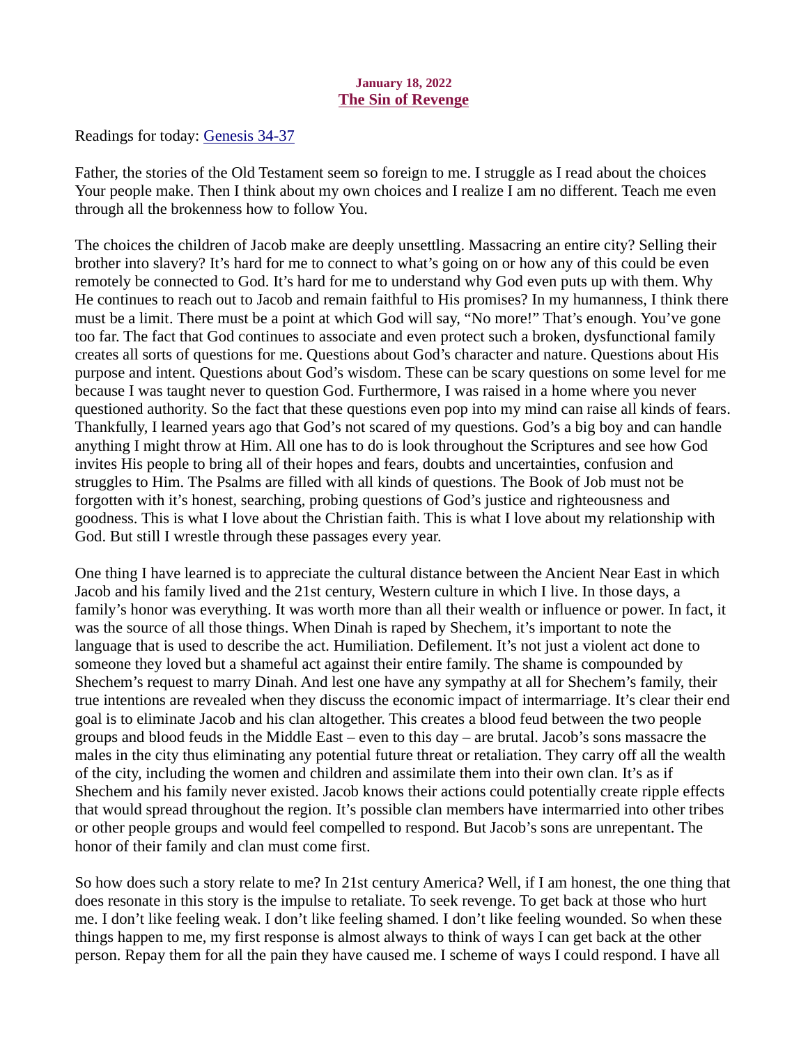January 18, 2022

## The Sin of Revenge

Readings for today: Genesis 34-37

Father, the stories of the Old Testament seem so foreign to me. I struggle as I read about the choices Your people make. Then I think about my own choices and I realize I am no different. Teach me even through all the brokenness how to follow You.

The choices the children of Jacob make are deeply unsettling. Massacring an entire city? Selling their brother into slavery? It's hard for me to connect to what's going on or how any of this could be even remotely be connected to God. It's hard for me to understand why God even puts up with them. Why He continues to reach out to Jacob and remain faithful to His promises? In my humanness, I think there must be a limit. There must be a point at which God will say, "No more!" That's enough. You've gone too far. The fact that God continues to associate and even protect such a broken, dysfunctional family creates all sorts of questions for me. Questions about God's character and nature. Questions about His purpose and intent. Questions about God's wisdom. These can be scary questions on some level for me because I was taught never to question God. Furthermore, I was raised in a home where you never questioned authority. So the fact that these questions even pop into my mind can raise all kinds of fears. Thankfully, I learned years ago that God's not scared of my questions. God's a big boy and can handle anything I might throw at Him. All one has to do is look throughout the Scriptures and see how God invites His people to bring all of their hopes and fears, doubts and uncertainties, confusion and struggles to Him. The Psalms are filled with all kinds of questions. The Book of Job must not be forgotten with it's honest, searching, probing questions of God's justice and righteousness and goodness. This is what I love about the Christian faith. This is what I love about my relationship with God. But still I wrestle through these passages every year.

One thing I have learned is to appreciate the cultural distance between the Ancient Near East in which Jacob and his family lived and the 21st century, Western culture in which I live. In those days, a family's honor was everything. It was worth more than all their wealth or influence or power. In fact, it was the source of all those things. When Dinah is raped by Shechem, it's important to note the language that is used to describe the act. Humiliation. Defilement. It's not just a violent act done to someone they loved but a shameful act against their entire family. The shame is compounded by Shechem's request to marry Dinah. And lest one have any sympathy at all for Shechem's family, their true intentions are revealed when they discuss the economic impact of intermarriage. It's clear their end goal is to eliminate Jacob and his clan altogether. This creates a blood feud between the two people groups and blood feuds in the Middle East – even to this day – are brutal. Jacob's sons massacre the males in the city thus eliminating any potential future threat or retaliation. They carry off all the wealth of the city, including the women and children and assimilate them into their own clan. It's as if Shechem and his family never existed. Jacob knows their actions could potentially create ripple effects that would spread throughout the region. It's possible clan members have intermarried into other tribes or other people groups and would feel compelled to respond. But Jacob's sons are unrepentant. The honor of their family and clan must come first.

So how does such a story relate to me? In 21st century America? Well, if I am honest, the one thing that does resonate in this story is the impulse to retaliate. To seek revenge. To get back at those who hurt me. I don't like feeling weak. I don't like feeling shamed. I don't like feeling wounded. So when these things happen to me, my first response is almost always to think of ways I can get back at the other person. Repay them for all the pain they have caused me. I scheme of ways I could respond. I have all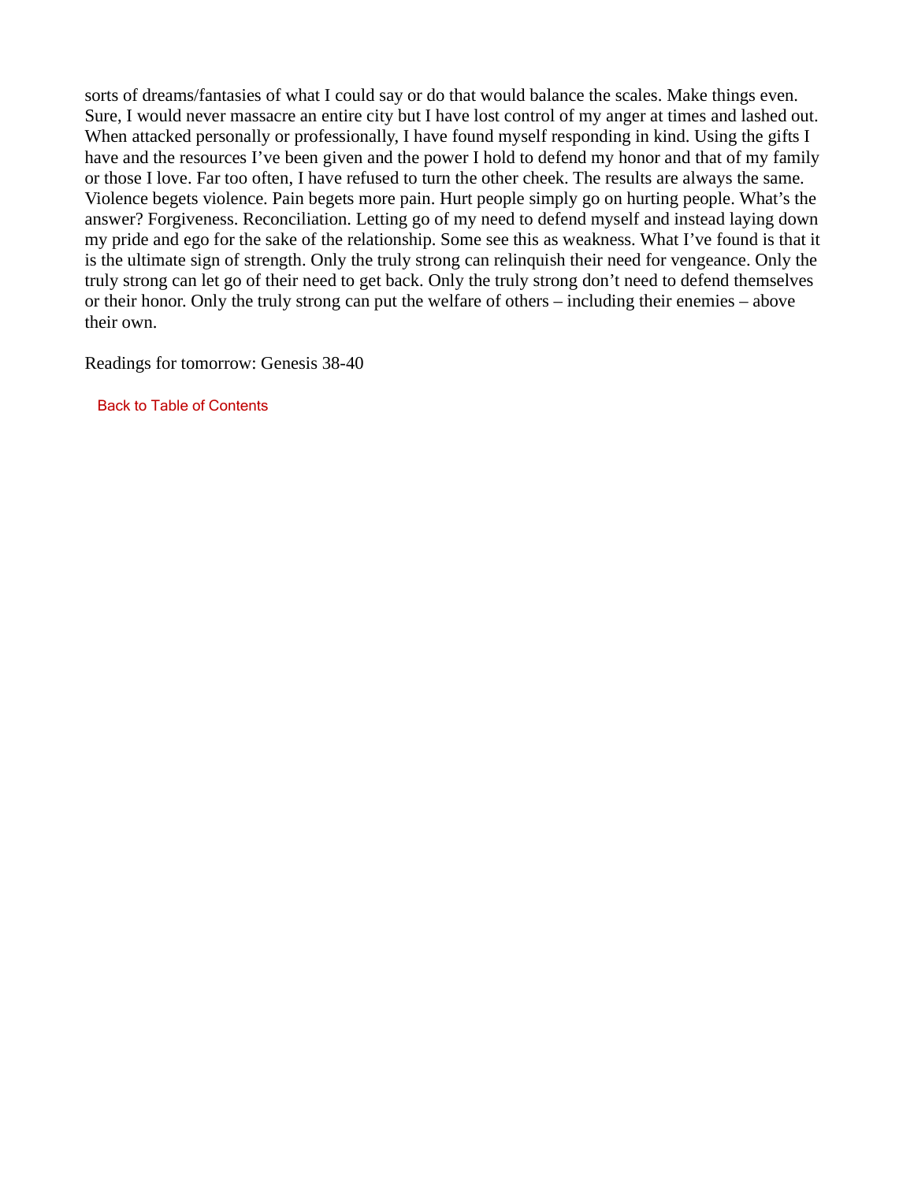sorts of dreams/fantasies of what I could say or do that would balance the scales. Make things even. Sure, I would never massacre an entire city but I have lost control of my anger at times and lashed out. When attacked personally or professionally, I have found myself responding in kind. Using the gifts I have and the resources I've been given and the power I hold to defend my honor and that of my family or those I love. Far too often, I have refused to turn the other cheek. The results are always the same. Violence begets violence. Pain begets more pain. Hurt people simply go on hurting people. What's the answer? Forgiveness. Reconciliation. Letting go of my need to defend myself and instead laying down my pride and ego for the sake of the relationship. Some see this as weakness. What I've found is that it is the ultimate sign of strength. Only the truly strong can relinquish their need for vengeance. Only the truly strong can let go of their need to get back. Only the truly strong don't need to defend themselves or their honor. Only the truly strong can put the welfare of others – including their enemies – above their own.

Readings for tomorrow: Genesis 38-40

Back to Table of Contents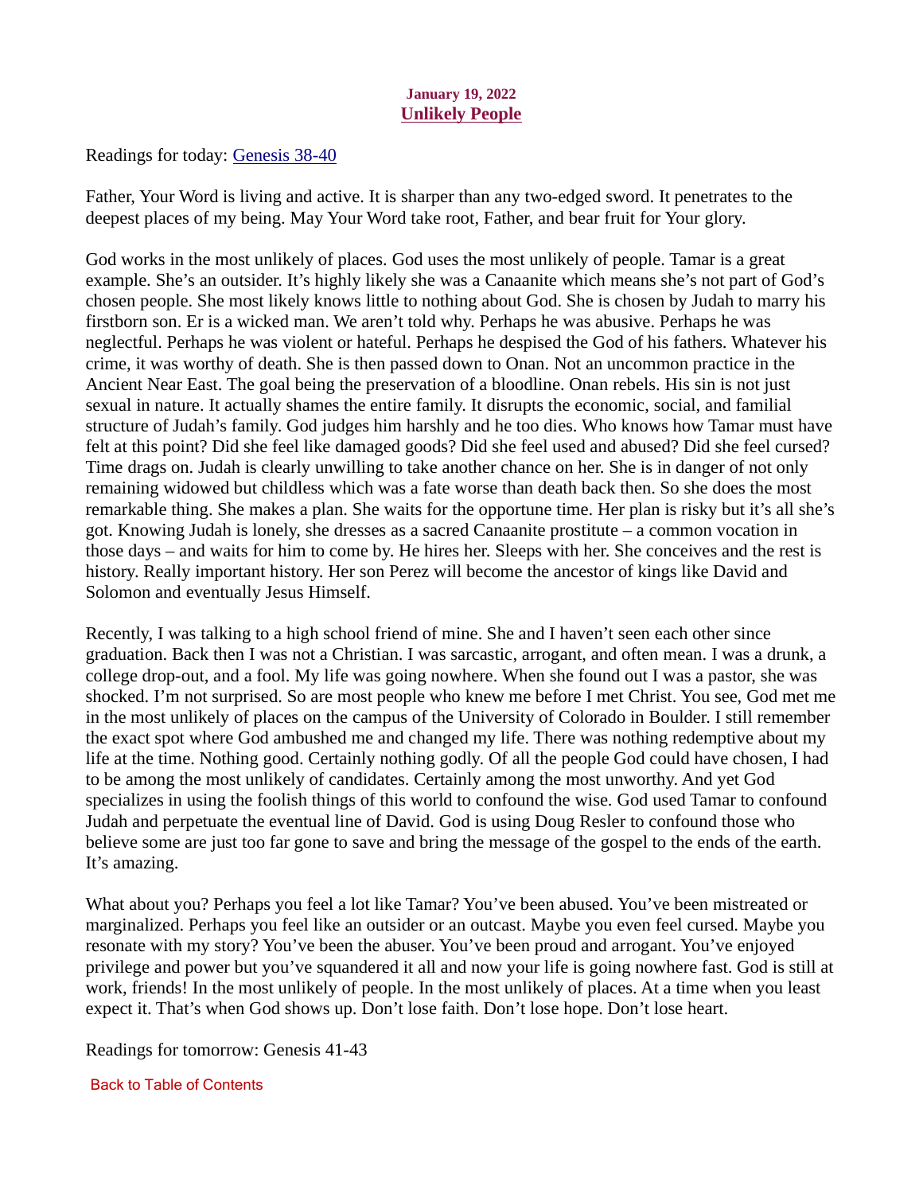**January 19, 2022**

## Unlikely People

Readings for today: Genesis 38-40

Father, Your Word is living and active. It is sharper than any two-edged sword. It penetrates to the deepest places of my being. May Your Word take root, Father, and bear fruit for Your glory.

God works in the most unlikely of places. God uses the most unlikely of people. Tamar is a great example. She's an outsider. It's highly likely she was a Canaanite which means she's not part of God's chosen people. She most likely knows little to nothing about God. She is chosen by Judah to marry his firstborn son. Er is a wicked man. We aren't told why. Perhaps he was abusive. Perhaps he was neglectful. Perhaps he was violent or hateful. Perhaps he despised the God of his fathers. Whatever his crime, it was worthy of death. She is then passed down to Onan. Not an uncommon practice in the Ancient Near East. The goal being the preservation of a bloodline. Onan rebels. His sin is not just sexual in nature. It actually shames the entire family. It disrupts the economic, social, and familial structure of Judah's family. God judges him harshly and he too dies. Who knows how Tamar must have felt at this point? Did she feel like damaged goods? Did she feel used and abused? Did she feel cursed? Time drags on. Judah is clearly unwilling to take another chance on her. She is in danger of not only remaining widowed but childless which was a fate worse than death back then. So she does the most remarkable thing. She makes a plan. She waits for the opportune time. Her plan is risky but it's all she's got. Knowing Judah is lonely, she dresses as a sacred Canaanite prostitute – a common vocation in those days – and waits for him to come by. He hires her. Sleeps with her. She conceives and the rest is history. Really important history. Her son Perez will become the ancestor of kings like David and Solomon and eventually Jesus Himself.

Recently, I was talking to a high school friend of mine. She and I haven't seen each other since graduation. Back then I was not a Christian. I was sarcastic, arrogant, and often mean. I was a drunk, a college drop-out, and a fool. My life was going nowhere. When she found out I was a pastor, she was shocked. I'm not surprised. So are most people who knew me before I met Christ. You see, God met me in the most unlikely of places on the campus of the University of Colorado in Boulder. I still remember the exact spot where God ambushed me and changed my life. There was nothing redemptive about my life at the time. Nothing good. Certainly nothing godly. Of all the people God could have chosen, I had to be among the most unlikely of candidates. Certainly among the most unworthy. And yet God specializes in using the foolish things of this world to confound the wise. God used Tamar to confound Judah and perpetuate the eventual line of David. God is using Doug Resler to confound those who believe some are just too far gone to save and bring the message of the gospel to the ends of the earth. It's amazing.

What about you? Perhaps you feel a lot like Tamar? You've been abused. You've been mistreated or marginalized. Perhaps you feel like an outsider or an outcast. Maybe you even feel cursed. Maybe you resonate with my story? You've been the abuser. You've been proud and arrogant. You've enjoyed privilege and power but you've squandered it all and now your life is going nowhere fast. God is still at work, friends! In the most unlikely of people. In the most unlikely of places. At a time when you least expect it. That's when God shows up. Don't lose faith. Don't lose hope. Don't lose heart.

Readings for tomorrow: Genesis 41-43

Back to Table of Contents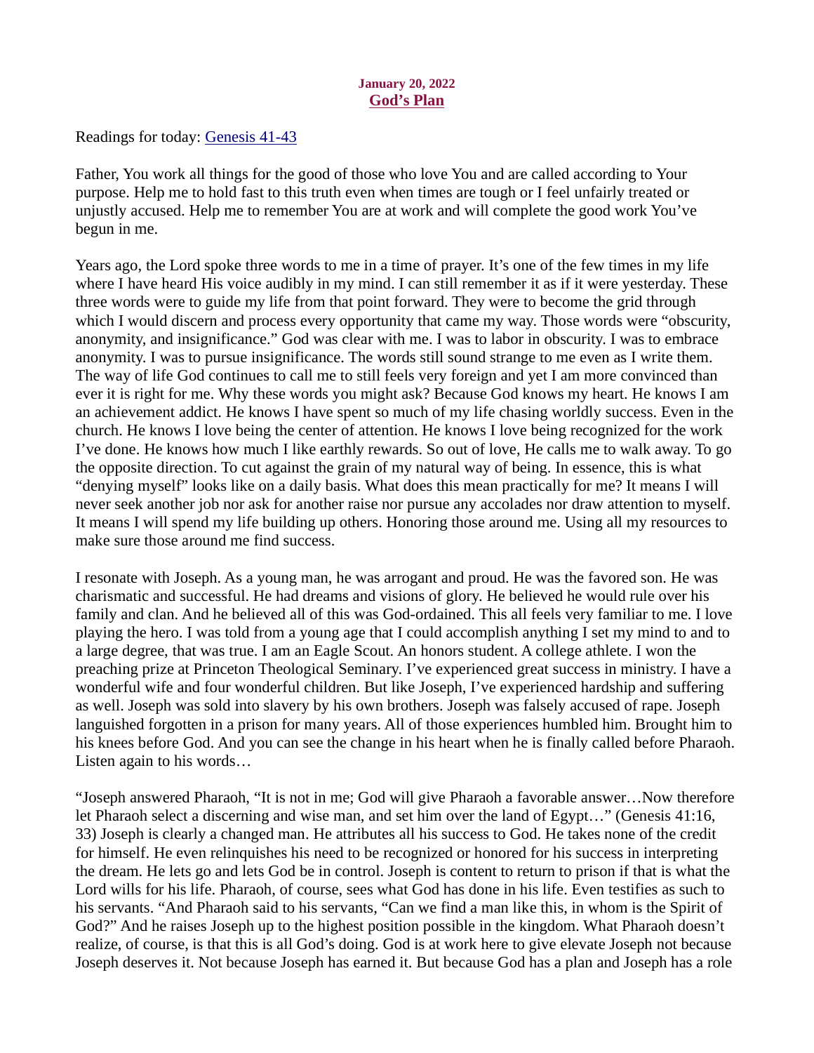**January 20, 2022**
**God's Plan**

Readings for today: [Genesis 41-43]

Father, You work all things for the good of those who love You and are called according to Your purpose. Help me to hold fast to this truth even when times are tough or I feel unfairly treated or unjustly accused. Help me to remember You are at work and will complete the good work You've begun in me.

Years ago, the Lord spoke three words to me in a time of prayer. It's one of the few times in my life where I have heard His voice audibly in my mind. I can still remember it as if it were yesterday. These three words were to guide my life from that point forward. They were to become the grid through which I would discern and process every opportunity that came my way. Those words were "obscurity, anonymity, and insignificance." God was clear with me. I was to labor in obscurity. I was to embrace anonymity. I was to pursue insignificance. The words still sound strange to me even as I write them. The way of life God continues to call me to still feels very foreign and yet I am more convinced than ever it is right for me. Why these words you might ask? Because God knows my heart. He knows I am an achievement addict. He knows I have spent so much of my life chasing worldly success. Even in the church. He knows I love being the center of attention. He knows I love being recognized for the work I've done. He knows how much I like earthly rewards. So out of love, He calls me to walk away. To go the opposite direction. To cut against the grain of my natural way of being. In essence, this is what "denying myself" looks like on a daily basis. What does this mean practically for me? It means I will never seek another job nor ask for another raise nor pursue any accolades nor draw attention to myself. It means I will spend my life building up others. Honoring those around me. Using all my resources to make sure those around me find success.

I resonate with Joseph. As a young man, he was arrogant and proud. He was the favored son. He was charismatic and successful. He had dreams and visions of glory. He believed he would rule over his family and clan. And he believed all of this was God-ordained. This all feels very familiar to me. I love playing the hero. I was told from a young age that I could accomplish anything I set my mind to and to a large degree, that was true. I am an Eagle Scout. An honors student. A college athlete. I won the preaching prize at Princeton Theological Seminary. I've experienced great success in ministry. I have a wonderful wife and four wonderful children. But like Joseph, I've experienced hardship and suffering as well. Joseph was sold into slavery by his own brothers. Joseph was falsely accused of rape. Joseph languished forgotten in a prison for many years. All of those experiences humbled him. Brought him to his knees before God. And you can see the change in his heart when he is finally called before Pharaoh. Listen again to his words…

"Joseph answered Pharaoh, "It is not in me; God will give Pharaoh a favorable answer…Now therefore let Pharaoh select a discerning and wise man, and set him over the land of Egypt…" (Genesis 41:16, 33) Joseph is clearly a changed man. He attributes all his success to God. He takes none of the credit for himself. He even relinquishes his need to be recognized or honored for his success in interpreting the dream. He lets go and lets God be in control. Joseph is content to return to prison if that is what the Lord wills for his life. Pharaoh, of course, sees what God has done in his life. Even testifies as such to his servants. "And Pharaoh said to his servants, "Can we find a man like this, in whom is the Spirit of God?" And he raises Joseph up to the highest position possible in the kingdom. What Pharaoh doesn't realize, of course, is that this is all God's doing. God is at work here to give elevate Joseph not because Joseph deserves it. Not because Joseph has earned it. But because God has a plan and Joseph has a role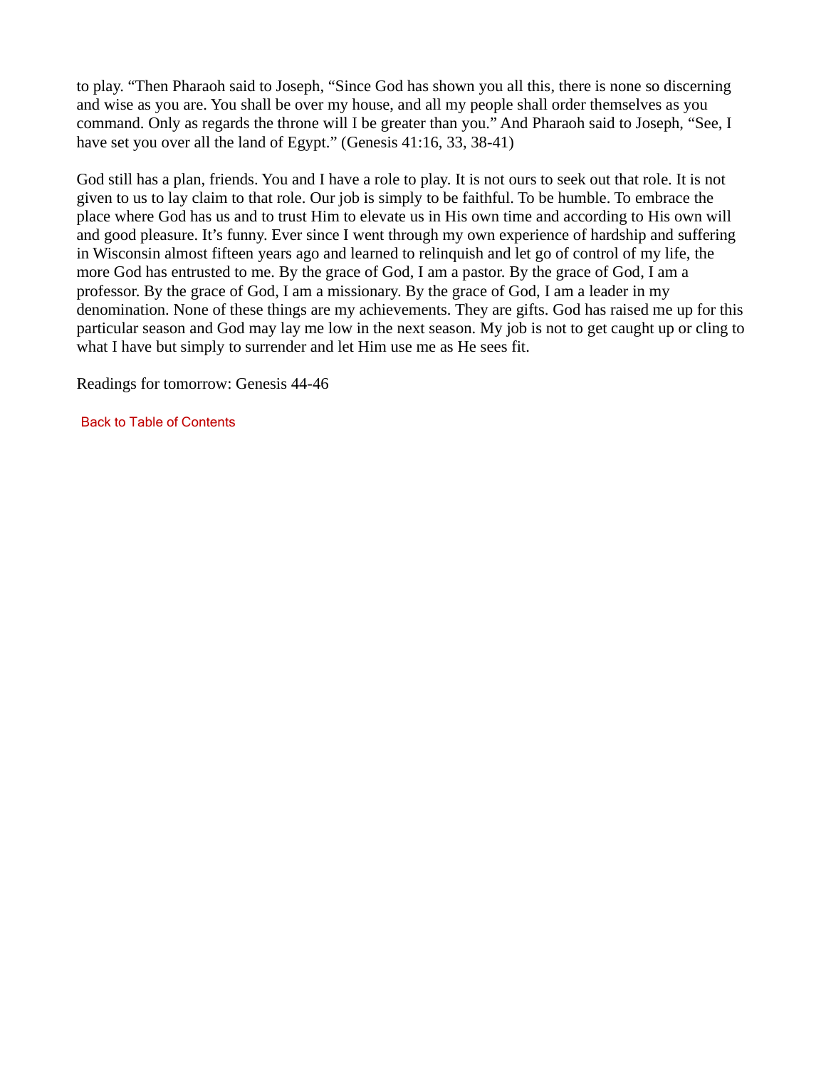to play. "Then Pharaoh said to Joseph, "Since God has shown you all this, there is none so discerning and wise as you are. You shall be over my house, and all my people shall order themselves as you command. Only as regards the throne will I be greater than you." And Pharaoh said to Joseph, "See, I have set you over all the land of Egypt." (Genesis 41:16, 33, 38-41)

God still has a plan, friends. You and I have a role to play. It is not ours to seek out that role. It is not given to us to lay claim to that role. Our job is simply to be faithful. To be humble. To embrace the place where God has us and to trust Him to elevate us in His own time and according to His own will and good pleasure. It's funny. Ever since I went through my own experience of hardship and suffering in Wisconsin almost fifteen years ago and learned to relinquish and let go of control of my life, the more God has entrusted to me. By the grace of God, I am a pastor. By the grace of God, I am a professor. By the grace of God, I am a missionary. By the grace of God, I am a leader in my denomination. None of these things are my achievements. They are gifts. God has raised me up for this particular season and God may lay me low in the next season. My job is not to get caught up or cling to what I have but simply to surrender and let Him use me as He sees fit.

Readings for tomorrow: Genesis 44-46

Back to Table of Contents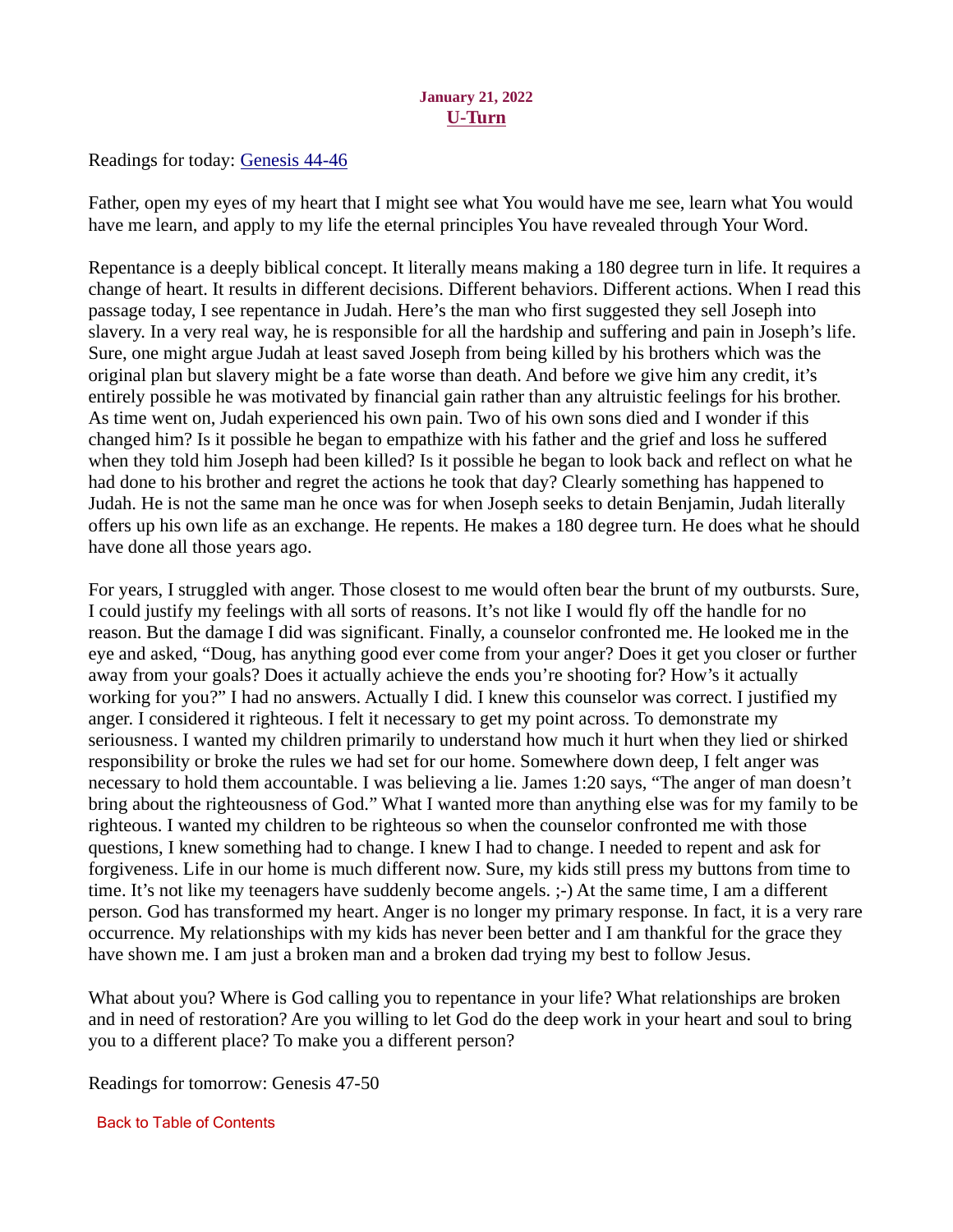**January 21, 2022**

## U-Turn

Readings for today: Genesis 44-46

Father, open my eyes of my heart that I might see what You would have me see, learn what You would have me learn, and apply to my life the eternal principles You have revealed through Your Word.

Repentance is a deeply biblical concept. It literally means making a 180 degree turn in life. It requires a change of heart. It results in different decisions. Different behaviors. Different actions. When I read this passage today, I see repentance in Judah. Here's the man who first suggested they sell Joseph into slavery. In a very real way, he is responsible for all the hardship and suffering and pain in Joseph's life. Sure, one might argue Judah at least saved Joseph from being killed by his brothers which was the original plan but slavery might be a fate worse than death. And before we give him any credit, it's entirely possible he was motivated by financial gain rather than any altruistic feelings for his brother. As time went on, Judah experienced his own pain. Two of his own sons died and I wonder if this changed him? Is it possible he began to empathize with his father and the grief and loss he suffered when they told him Joseph had been killed? Is it possible he began to look back and reflect on what he had done to his brother and regret the actions he took that day? Clearly something has happened to Judah. He is not the same man he once was for when Joseph seeks to detain Benjamin, Judah literally offers up his own life as an exchange. He repents. He makes a 180 degree turn. He does what he should have done all those years ago.

For years, I struggled with anger. Those closest to me would often bear the brunt of my outbursts. Sure, I could justify my feelings with all sorts of reasons. It's not like I would fly off the handle for no reason. But the damage I did was significant. Finally, a counselor confronted me. He looked me in the eye and asked, "Doug, has anything good ever come from your anger? Does it get you closer or further away from your goals? Does it actually achieve the ends you're shooting for? How's it actually working for you?" I had no answers. Actually I did. I knew this counselor was correct. I justified my anger. I considered it righteous. I felt it necessary to get my point across. To demonstrate my seriousness. I wanted my children primarily to understand how much it hurt when they lied or shirked responsibility or broke the rules we had set for our home. Somewhere down deep, I felt anger was necessary to hold them accountable. I was believing a lie. James 1:20 says, "The anger of man doesn't bring about the righteousness of God." What I wanted more than anything else was for my family to be righteous. I wanted my children to be righteous so when the counselor confronted me with those questions, I knew something had to change. I knew I had to change. I needed to repent and ask for forgiveness. Life in our home is much different now. Sure, my kids still press my buttons from time to time. It's not like my teenagers have suddenly become angels. ;-) At the same time, I am a different person. God has transformed my heart. Anger is no longer my primary response. In fact, it is a very rare occurrence. My relationships with my kids has never been better and I am thankful for the grace they have shown me. I am just a broken man and a broken dad trying my best to follow Jesus.

What about you? Where is God calling you to repentance in your life? What relationships are broken and in need of restoration? Are you willing to let God do the deep work in your heart and soul to bring you to a different place? To make you a different person?

Readings for tomorrow: Genesis 47-50

Back to Table of Contents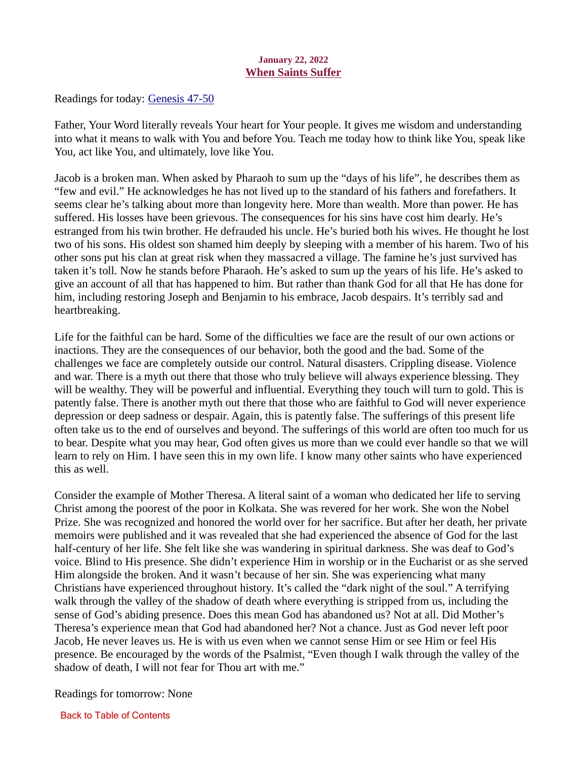**January 22, 2022**

## When Saints Suffer

Readings for today: Genesis 47-50

Father, Your Word literally reveals Your heart for Your people. It gives me wisdom and understanding into what it means to walk with You and before You. Teach me today how to think like You, speak like You, act like You, and ultimately, love like You.

Jacob is a broken man. When asked by Pharaoh to sum up the "days of his life", he describes them as "few and evil." He acknowledges he has not lived up to the standard of his fathers and forefathers. It seems clear he's talking about more than longevity here. More than wealth. More than power. He has suffered. His losses have been grievous. The consequences for his sins have cost him dearly. He's estranged from his twin brother. He defrauded his uncle. He's buried both his wives. He thought he lost two of his sons. His oldest son shamed him deeply by sleeping with a member of his harem. Two of his other sons put his clan at great risk when they massacred a village. The famine he's just survived has taken it's toll. Now he stands before Pharaoh. He's asked to sum up the years of his life. He's asked to give an account of all that has happened to him. But rather than thank God for all that He has done for him, including restoring Joseph and Benjamin to his embrace, Jacob despairs. It's terribly sad and heartbreaking.

Life for the faithful can be hard. Some of the difficulties we face are the result of our own actions or inactions. They are the consequences of our behavior, both the good and the bad. Some of the challenges we face are completely outside our control. Natural disasters. Crippling disease. Violence and war. There is a myth out there that those who truly believe will always experience blessing. They will be wealthy. They will be powerful and influential. Everything they touch will turn to gold. This is patently false. There is another myth out there that those who are faithful to God will never experience depression or deep sadness or despair. Again, this is patently false. The sufferings of this present life often take us to the end of ourselves and beyond. The sufferings of this world are often too much for us to bear. Despite what you may hear, God often gives us more than we could ever handle so that we will learn to rely on Him. I have seen this in my own life. I know many other saints who have experienced this as well.

Consider the example of Mother Theresa. A literal saint of a woman who dedicated her life to serving Christ among the poorest of the poor in Kolkata. She was revered for her work. She won the Nobel Prize. She was recognized and honored the world over for her sacrifice. But after her death, her private memoirs were published and it was revealed that she had experienced the absence of God for the last half-century of her life. She felt like she was wandering in spiritual darkness. She was deaf to God's voice. Blind to His presence. She didn't experience Him in worship or in the Eucharist or as she served Him alongside the broken. And it wasn't because of her sin. She was experiencing what many Christians have experienced throughout history. It's called the "dark night of the soul." A terrifying walk through the valley of the shadow of death where everything is stripped from us, including the sense of God's abiding presence. Does this mean God has abandoned us? Not at all. Did Mother's Theresa's experience mean that God had abandoned her? Not a chance. Just as God never left poor Jacob, He never leaves us. He is with us even when we cannot sense Him or see Him or feel His presence. Be encouraged by the words of the Psalmist, "Even though I walk through the valley of the shadow of death, I will not fear for Thou art with me."

Readings for tomorrow: None

Back to Table of Contents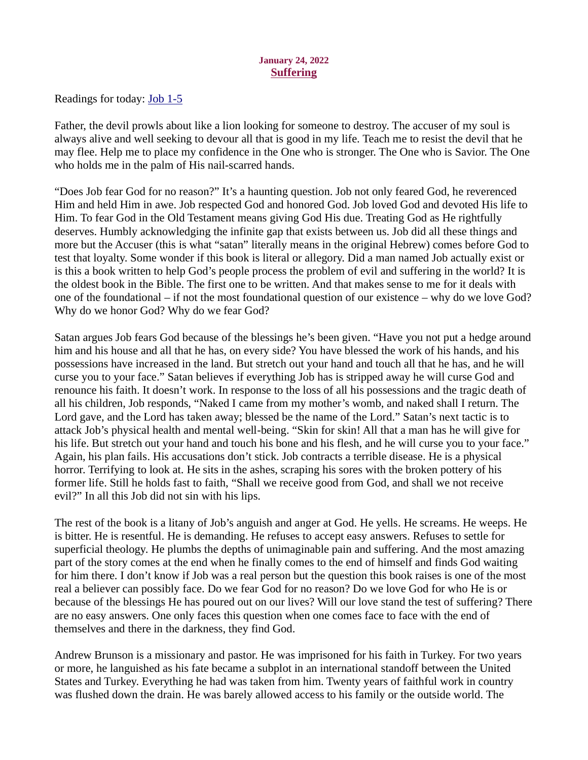**January 24, 2022**

## Suffering

Readings for today: [Job 1-5]

Father, the devil prowls about like a lion looking for someone to destroy. The accuser of my soul is always alive and well seeking to devour all that is good in my life. Teach me to resist the devil that he may flee. Help me to place my confidence in the One who is stronger. The One who is Savior. The One who holds me in the palm of His nail-scarred hands.

"Does Job fear God for no reason?" It's a haunting question. Job not only feared God, he reverenced Him and held Him in awe. Job respected God and honored God. Job loved God and devoted His life to Him. To fear God in the Old Testament means giving God His due. Treating God as He rightfully deserves. Humbly acknowledging the infinite gap that exists between us. Job did all these things and more but the Accuser (this is what "satan" literally means in the original Hebrew) comes before God to test that loyalty. Some wonder if this book is literal or allegory. Did a man named Job actually exist or is this a book written to help God's people process the problem of evil and suffering in the world? It is the oldest book in the Bible. The first one to be written. And that makes sense to me for it deals with one of the foundational – if not the most foundational question of our existence – why do we love God? Why do we honor God? Why do we fear God?

Satan argues Job fears God because of the blessings he's been given. "Have you not put a hedge around him and his house and all that he has, on every side? You have blessed the work of his hands, and his possessions have increased in the land. But stretch out your hand and touch all that he has, and he will curse you to your face." Satan believes if everything Job has is stripped away he will curse God and renounce his faith. It doesn't work. In response to the loss of all his possessions and the tragic death of all his children, Job responds, "Naked I came from my mother's womb, and naked shall I return. The Lord gave, and the Lord has taken away; blessed be the name of the Lord." Satan's next tactic is to attack Job's physical health and mental well-being. "Skin for skin! All that a man has he will give for his life. But stretch out your hand and touch his bone and his flesh, and he will curse you to your face." Again, his plan fails. His accusations don't stick. Job contracts a terrible disease. He is a physical horror. Terrifying to look at. He sits in the ashes, scraping his sores with the broken pottery of his former life. Still he holds fast to faith, "Shall we receive good from God, and shall we not receive evil?" In all this Job did not sin with his lips.

The rest of the book is a litany of Job's anguish and anger at God. He yells. He screams. He weeps. He is bitter. He is resentful. He is demanding. He refuses to accept easy answers. Refuses to settle for superficial theology. He plumbs the depths of unimaginable pain and suffering. And the most amazing part of the story comes at the end when he finally comes to the end of himself and finds God waiting for him there. I don't know if Job was a real person but the question this book raises is one of the most real a believer can possibly face. Do we fear God for no reason? Do we love God for who He is or because of the blessings He has poured out on our lives? Will our love stand the test of suffering? There are no easy answers. One only faces this question when one comes face to face with the end of themselves and there in the darkness, they find God.

Andrew Brunson is a missionary and pastor. He was imprisoned for his faith in Turkey. For two years or more, he languished as his fate became a subplot in an international standoff between the United States and Turkey. Everything he had was taken from him. Twenty years of faithful work in country was flushed down the drain. He was barely allowed access to his family or the outside world. The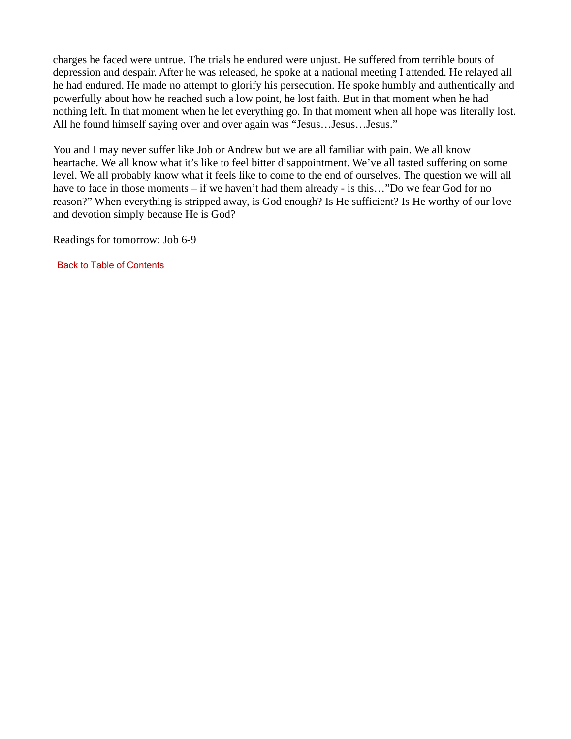charges he faced were untrue. The trials he endured were unjust. He suffered from terrible bouts of depression and despair. After he was released, he spoke at a national meeting I attended. He relayed all he had endured. He made no attempt to glorify his persecution. He spoke humbly and authentically and powerfully about how he reached such a low point, he lost faith. But in that moment when he had nothing left. In that moment when he let everything go. In that moment when all hope was literally lost. All he found himself saying over and over again was "Jesus…Jesus…Jesus."

You and I may never suffer like Job or Andrew but we are all familiar with pain. We all know heartache. We all know what it's like to feel bitter disappointment. We've all tasted suffering on some level. We all probably know what it feels like to come to the end of ourselves. The question we will all have to face in those moments – if we haven't had them already - is this…"Do we fear God for no reason?" When everything is stripped away, is God enough? Is He sufficient? Is He worthy of our love and devotion simply because He is God?

Readings for tomorrow: Job 6-9

Back to Table of Contents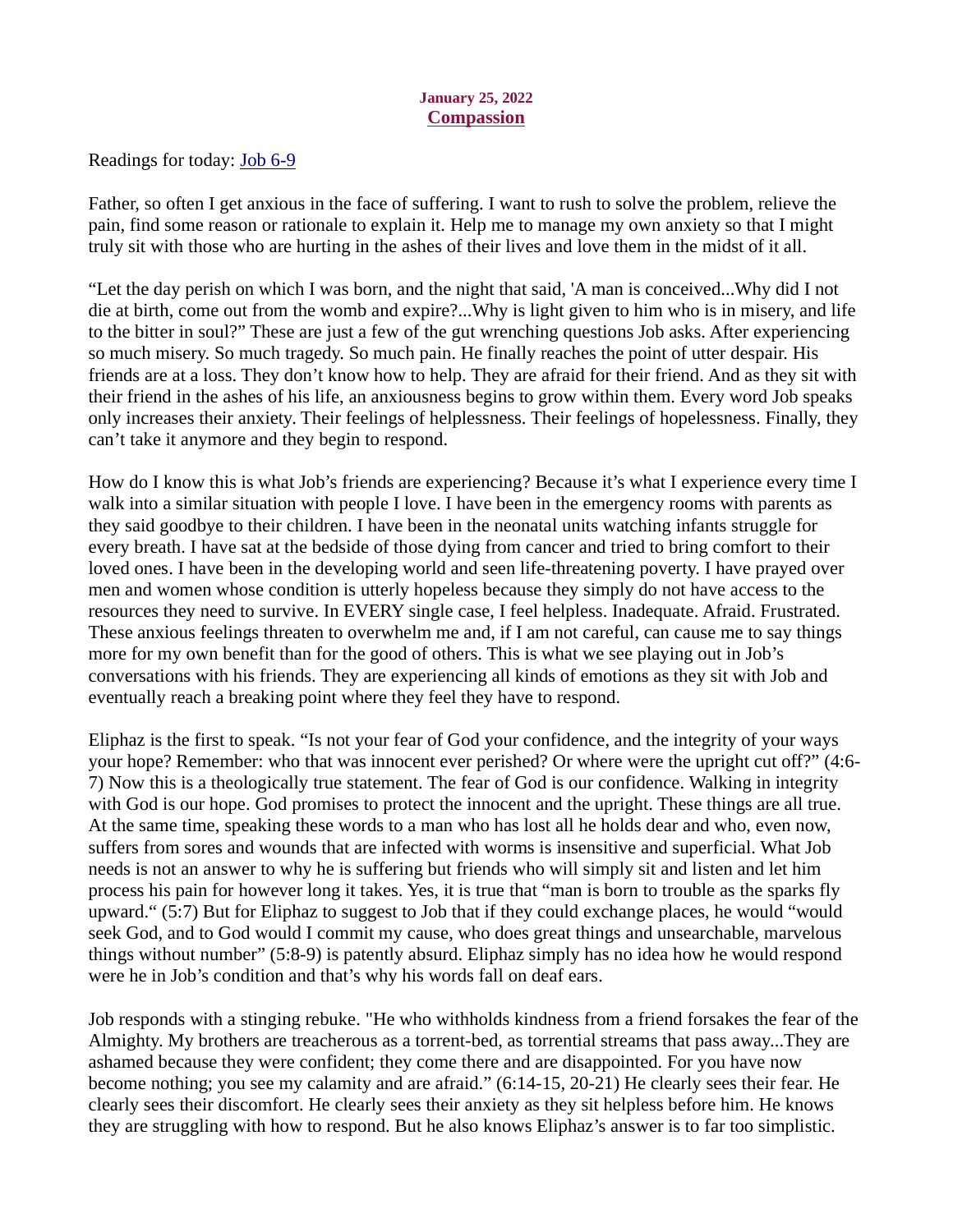**January 25, 2022**
## Compassion

Readings for today: Job 6-9

Father, so often I get anxious in the face of suffering. I want to rush to solve the problem, relieve the pain, find some reason or rationale to explain it. Help me to manage my own anxiety so that I might truly sit with those who are hurting in the ashes of their lives and love them in the midst of it all.

"Let the day perish on which I was born, and the night that said, 'A man is conceived...Why did I not die at birth, come out from the womb and expire?...Why is light given to him who is in misery, and life to the bitter in soul?" These are just a few of the gut wrenching questions Job asks. After experiencing so much misery. So much tragedy. So much pain. He finally reaches the point of utter despair. His friends are at a loss. They don't know how to help. They are afraid for their friend. And as they sit with their friend in the ashes of his life, an anxiousness begins to grow within them. Every word Job speaks only increases their anxiety. Their feelings of helplessness. Their feelings of hopelessness. Finally, they can't take it anymore and they begin to respond.

How do I know this is what Job's friends are experiencing? Because it's what I experience every time I walk into a similar situation with people I love. I have been in the emergency rooms with parents as they said goodbye to their children. I have been in the neonatal units watching infants struggle for every breath. I have sat at the bedside of those dying from cancer and tried to bring comfort to their loved ones. I have been in the developing world and seen life-threatening poverty. I have prayed over men and women whose condition is utterly hopeless because they simply do not have access to the resources they need to survive. In EVERY single case, I feel helpless. Inadequate. Afraid. Frustrated. These anxious feelings threaten to overwhelm me and, if I am not careful, can cause me to say things more for my own benefit than for the good of others. This is what we see playing out in Job's conversations with his friends. They are experiencing all kinds of emotions as they sit with Job and eventually reach a breaking point where they feel they have to respond.

Eliphaz is the first to speak. "Is not your fear of God your confidence, and the integrity of your ways your hope? Remember: who that was innocent ever perished? Or where were the upright cut off?" (4:6-7) Now this is a theologically true statement. The fear of God is our confidence. Walking in integrity with God is our hope. God promises to protect the innocent and the upright. These things are all true. At the same time, speaking these words to a man who has lost all he holds dear and who, even now, suffers from sores and wounds that are infected with worms is insensitive and superficial. What Job needs is not an answer to why he is suffering but friends who will simply sit and listen and let him process his pain for however long it takes. Yes, it is true that "man is born to trouble as the sparks fly upward." (5:7) But for Eliphaz to suggest to Job that if they could exchange places, he would "would seek God, and to God would I commit my cause, who does great things and unsearchable, marvelous things without number" (5:8-9) is patently absurd. Eliphaz simply has no idea how he would respond were he in Job's condition and that's why his words fall on deaf ears.

Job responds with a stinging rebuke. "He who withholds kindness from a friend forsakes the fear of the Almighty. My brothers are treacherous as a torrent-bed, as torrential streams that pass away...They are ashamed because they were confident; they come there and are disappointed. For you have now become nothing; you see my calamity and are afraid." (6:14-15, 20-21) He clearly sees their fear. He clearly sees their discomfort. He clearly sees their anxiety as they sit helpless before him. He knows they are struggling with how to respond. But he also knows Eliphaz's answer is to far too simplistic.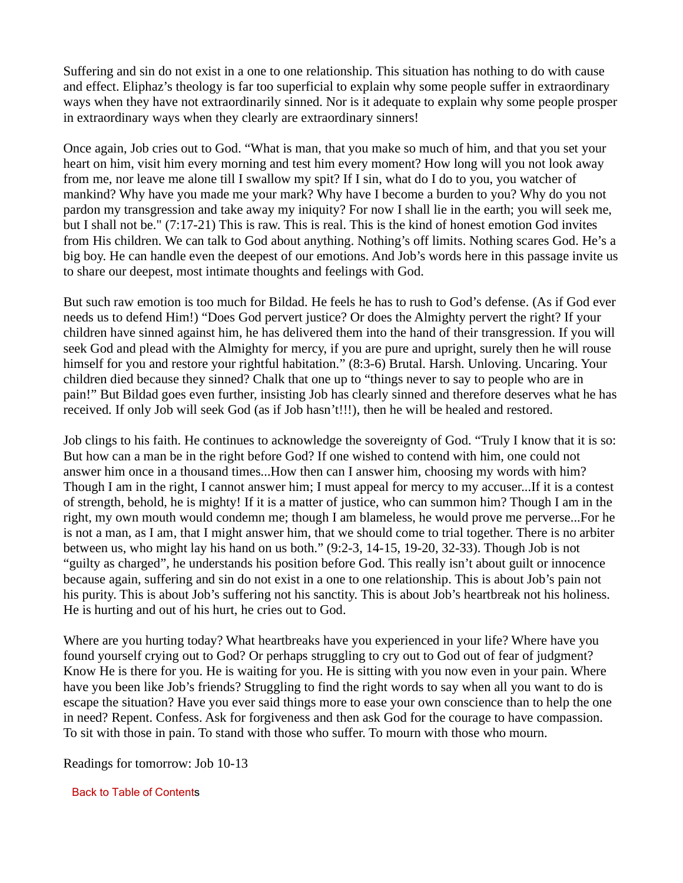Suffering and sin do not exist in a one to one relationship. This situation has nothing to do with cause and effect. Eliphaz's theology is far too superficial to explain why some people suffer in extraordinary ways when they have not extraordinarily sinned. Nor is it adequate to explain why some people prosper in extraordinary ways when they clearly are extraordinary sinners!

Once again, Job cries out to God. "What is man, that you make so much of him, and that you set your heart on him, visit him every morning and test him every moment? How long will you not look away from me, nor leave me alone till I swallow my spit? If I sin, what do I do to you, you watcher of mankind? Why have you made me your mark? Why have I become a burden to you? Why do you not pardon my transgression and take away my iniquity? For now I shall lie in the earth; you will seek me, but I shall not be." (7:17-21) This is raw. This is real. This is the kind of honest emotion God invites from His children. We can talk to God about anything. Nothing's off limits. Nothing scares God. He's a big boy. He can handle even the deepest of our emotions. And Job's words here in this passage invite us to share our deepest, most intimate thoughts and feelings with God.

But such raw emotion is too much for Bildad. He feels he has to rush to God's defense. (As if God ever needs us to defend Him!) "Does God pervert justice? Or does the Almighty pervert the right? If your children have sinned against him, he has delivered them into the hand of their transgression. If you will seek God and plead with the Almighty for mercy, if you are pure and upright, surely then he will rouse himself for you and restore your rightful habitation." (8:3-6) Brutal. Harsh. Unloving. Uncaring. Your children died because they sinned? Chalk that one up to "things never to say to people who are in pain!" But Bildad goes even further, insisting Job has clearly sinned and therefore deserves what he has received. If only Job will seek God (as if Job hasn't!!!), then he will be healed and restored.

Job clings to his faith. He continues to acknowledge the sovereignty of God. "Truly I know that it is so: But how can a man be in the right before God? If one wished to contend with him, one could not answer him once in a thousand times...How then can I answer him, choosing my words with him? Though I am in the right, I cannot answer him; I must appeal for mercy to my accuser...If it is a contest of strength, behold, he is mighty! If it is a matter of justice, who can summon him? Though I am in the right, my own mouth would condemn me; though I am blameless, he would prove me perverse...For he is not a man, as I am, that I might answer him, that we should come to trial together. There is no arbiter between us, who might lay his hand on us both." (9:2-3, 14-15, 19-20, 32-33). Though Job is not "guilty as charged", he understands his position before God. This really isn't about guilt or innocence because again, suffering and sin do not exist in a one to one relationship. This is about Job's pain not his purity. This is about Job's suffering not his sanctity. This is about Job's heartbreak not his holiness. He is hurting and out of his hurt, he cries out to God.

Where are you hurting today? What heartbreaks have you experienced in your life? Where have you found yourself crying out to God? Or perhaps struggling to cry out to God out of fear of judgment? Know He is there for you. He is waiting for you. He is sitting with you now even in your pain. Where have you been like Job's friends? Struggling to find the right words to say when all you want to do is escape the situation? Have you ever said things more to ease your own conscience than to help the one in need? Repent. Confess. Ask for forgiveness and then ask God for the courage to have compassion. To sit with those in pain. To stand with those who suffer. To mourn with those who mourn.

Readings for tomorrow: Job 10-13

Back to Table of Contents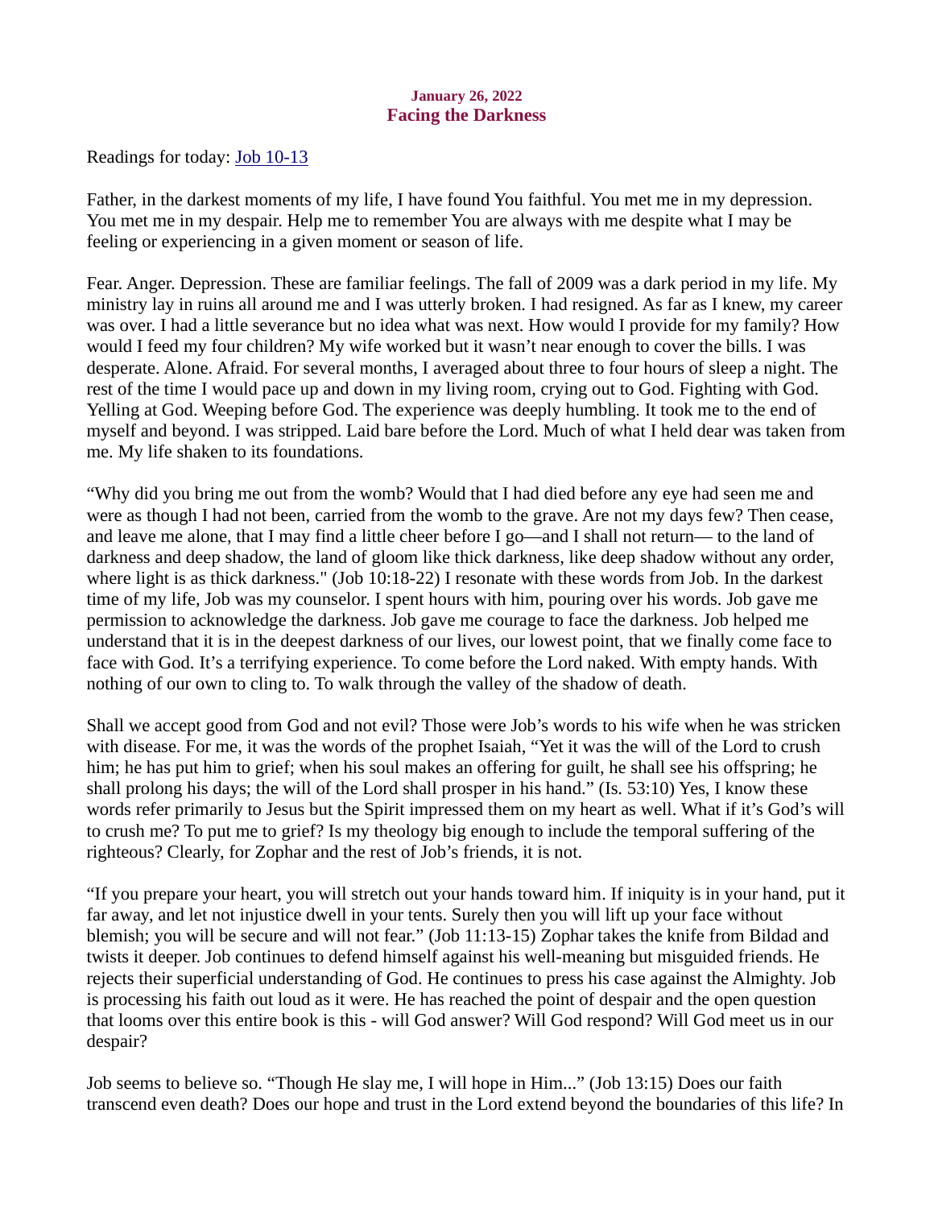**January 26, 2022**

## Facing the Darkness

Readings for today: [Job 10-13]

Father, in the darkest moments of my life, I have found You faithful. You met me in my depression. You met me in my despair. Help me to remember You are always with me despite what I may be feeling or experiencing in a given moment or season of life.

Fear. Anger. Depression. These are familiar feelings. The fall of 2009 was a dark period in my life. My ministry lay in ruins all around me and I was utterly broken. I had resigned. As far as I knew, my career was over. I had a little severance but no idea what was next. How would I provide for my family? How would I feed my four children? My wife worked but it wasn't near enough to cover the bills. I was desperate. Alone. Afraid. For several months, I averaged about three to four hours of sleep a night. The rest of the time I would pace up and down in my living room, crying out to God. Fighting with God. Yelling at God. Weeping before God. The experience was deeply humbling. It took me to the end of myself and beyond. I was stripped. Laid bare before the Lord. Much of what I held dear was taken from me. My life shaken to its foundations.

"Why did you bring me out from the womb? Would that I had died before any eye had seen me and were as though I had not been, carried from the womb to the grave. Are not my days few? Then cease, and leave me alone, that I may find a little cheer before I go—and I shall not return— to the land of darkness and deep shadow, the land of gloom like thick darkness, like deep shadow without any order, where light is as thick darkness." (Job 10:18-22) I resonate with these words from Job. In the darkest time of my life, Job was my counselor. I spent hours with him, pouring over his words. Job gave me permission to acknowledge the darkness. Job gave me courage to face the darkness. Job helped me understand that it is in the deepest darkness of our lives, our lowest point, that we finally come face to face with God. It's a terrifying experience. To come before the Lord naked. With empty hands. With nothing of our own to cling to. To walk through the valley of the shadow of death.

Shall we accept good from God and not evil? Those were Job's words to his wife when he was stricken with disease. For me, it was the words of the prophet Isaiah, "Yet it was the will of the Lord to crush him; he has put him to grief; when his soul makes an offering for guilt, he shall see his offspring; he shall prolong his days; the will of the Lord shall prosper in his hand." (Is. 53:10) Yes, I know these words refer primarily to Jesus but the Spirit impressed them on my heart as well. What if it's God's will to crush me? To put me to grief? Is my theology big enough to include the temporal suffering of the righteous? Clearly, for Zophar and the rest of Job's friends, it is not.

"If you prepare your heart, you will stretch out your hands toward him. If iniquity is in your hand, put it far away, and let not injustice dwell in your tents. Surely then you will lift up your face without blemish; you will be secure and will not fear." (Job 11:13-15) Zophar takes the knife from Bildad and twists it deeper. Job continues to defend himself against his well-meaning but misguided friends. He rejects their superficial understanding of God. He continues to press his case against the Almighty. Job is processing his faith out loud as it were. He has reached the point of despair and the open question that looms over this entire book is this - will God answer? Will God respond? Will God meet us in our despair?

Job seems to believe so. "Though He slay me, I will hope in Him..." (Job 13:15) Does our faith transcend even death? Does our hope and trust in the Lord extend beyond the boundaries of this life? In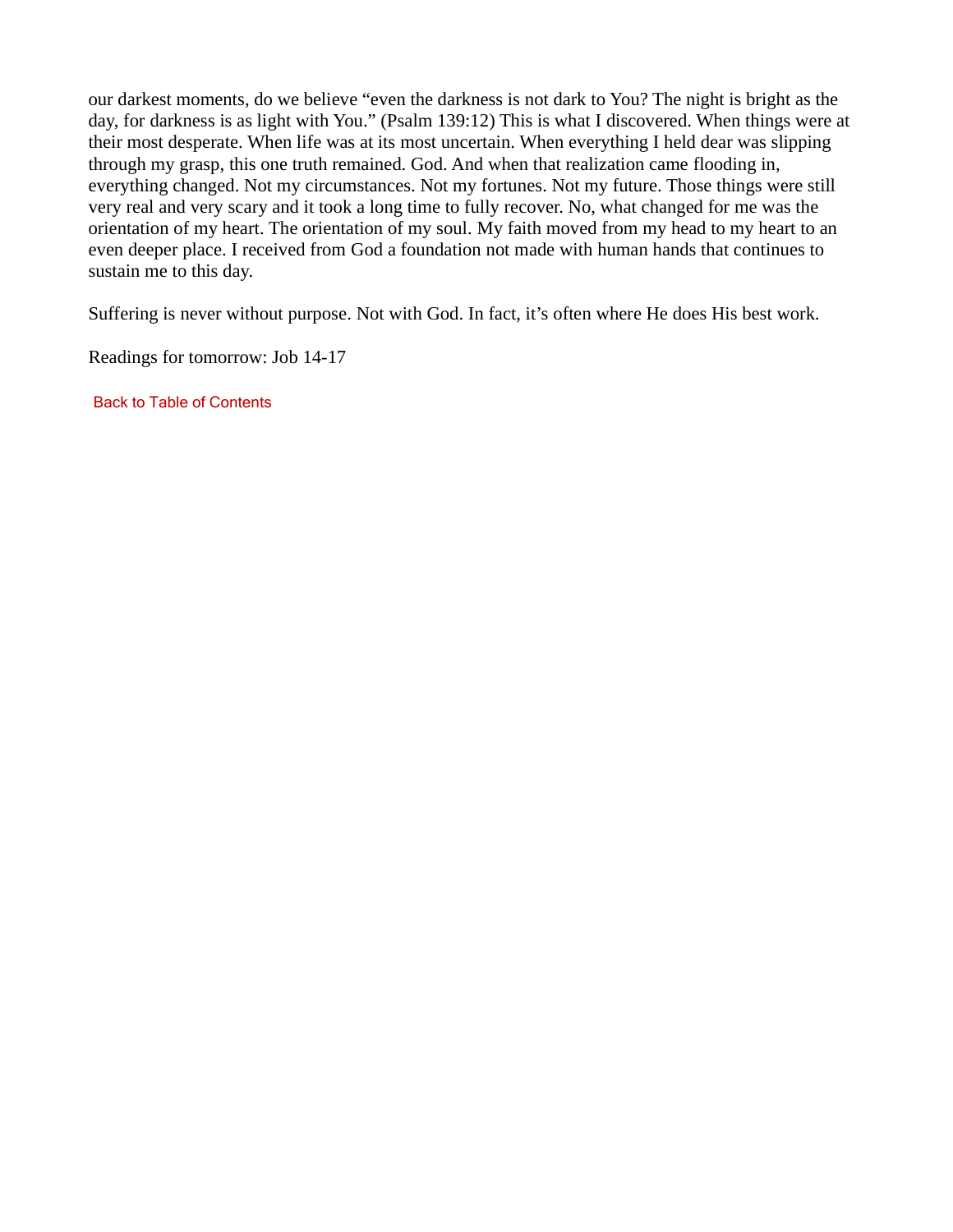our darkest moments, do we believe "even the darkness is not dark to You? The night is bright as the day, for darkness is as light with You." (Psalm 139:12) This is what I discovered. When things were at their most desperate. When life was at its most uncertain. When everything I held dear was slipping through my grasp, this one truth remained. God. And when that realization came flooding in, everything changed. Not my circumstances. Not my fortunes. Not my future. Those things were still very real and very scary and it took a long time to fully recover. No, what changed for me was the orientation of my heart. The orientation of my soul. My faith moved from my head to my heart to an even deeper place. I received from God a foundation not made with human hands that continues to sustain me to this day.

Suffering is never without purpose. Not with God. In fact, it's often where He does His best work.

Readings for tomorrow: Job 14-17

Back to Table of Contents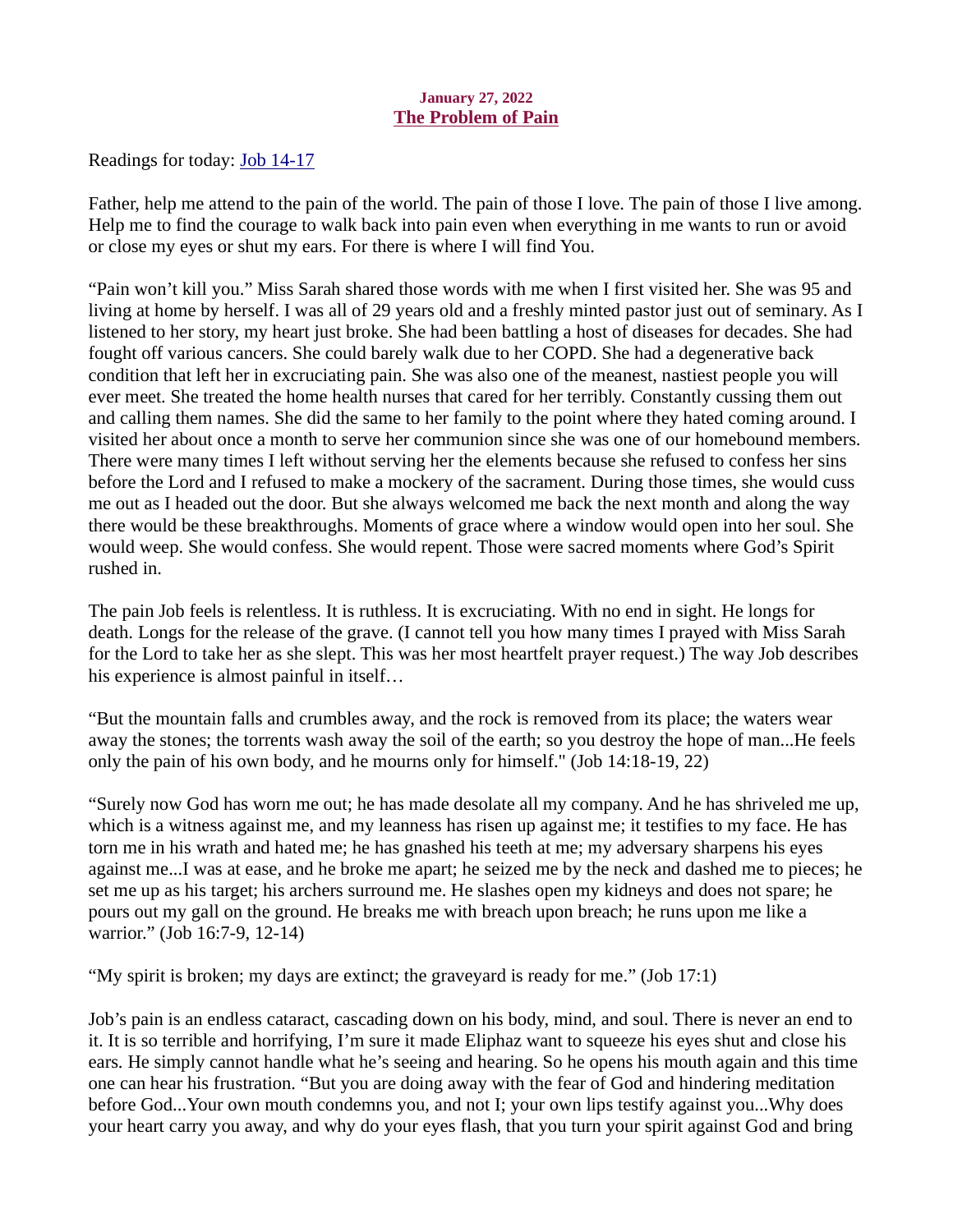**January 27, 2022**

## The Problem of Pain

Readings for today: [Job 14-17]

Father, help me attend to the pain of the world. The pain of those I love. The pain of those I live among. Help me to find the courage to walk back into pain even when everything in me wants to run or avoid or close my eyes or shut my ears. For there is where I will find You.

"Pain won't kill you." Miss Sarah shared those words with me when I first visited her. She was 95 and living at home by herself. I was all of 29 years old and a freshly minted pastor just out of seminary. As I listened to her story, my heart just broke. She had been battling a host of diseases for decades. She had fought off various cancers. She could barely walk due to her COPD. She had a degenerative back condition that left her in excruciating pain. She was also one of the meanest, nastiest people you will ever meet. She treated the home health nurses that cared for her terribly. Constantly cussing them out and calling them names. She did the same to her family to the point where they hated coming around. I visited her about once a month to serve her communion since she was one of our homebound members. There were many times I left without serving her the elements because she refused to confess her sins before the Lord and I refused to make a mockery of the sacrament. During those times, she would cuss me out as I headed out the door. But she always welcomed me back the next month and along the way there would be these breakthroughs. Moments of grace where a window would open into her soul. She would weep. She would confess. She would repent. Those were sacred moments where God's Spirit rushed in.

The pain Job feels is relentless. It is ruthless. It is excruciating. With no end in sight. He longs for death. Longs for the release of the grave. (I cannot tell you how many times I prayed with Miss Sarah for the Lord to take her as she slept. This was her most heartfelt prayer request.) The way Job describes his experience is almost painful in itself…

"But the mountain falls and crumbles away, and the rock is removed from its place; the waters wear away the stones; the torrents wash away the soil of the earth; so you destroy the hope of man...He feels only the pain of his own body, and he mourns only for himself." (Job 14:18-19, 22)

"Surely now God has worn me out; he has made desolate all my company. And he has shriveled me up, which is a witness against me, and my leanness has risen up against me; it testifies to my face. He has torn me in his wrath and hated me; he has gnashed his teeth at me; my adversary sharpens his eyes against me...I was at ease, and he broke me apart; he seized me by the neck and dashed me to pieces; he set me up as his target; his archers surround me. He slashes open my kidneys and does not spare; he pours out my gall on the ground. He breaks me with breach upon breach; he runs upon me like a warrior." (Job 16:7-9, 12-14)

"My spirit is broken; my days are extinct; the graveyard is ready for me." (Job 17:1)

Job's pain is an endless cataract, cascading down on his body, mind, and soul. There is never an end to it. It is so terrible and horrifying, I'm sure it made Eliphaz want to squeeze his eyes shut and close his ears. He simply cannot handle what he's seeing and hearing. So he opens his mouth again and this time one can hear his frustration. "But you are doing away with the fear of God and hindering meditation before God...Your own mouth condemns you, and not I; your own lips testify against you...Why does your heart carry you away, and why do your eyes flash, that you turn your spirit against God and bring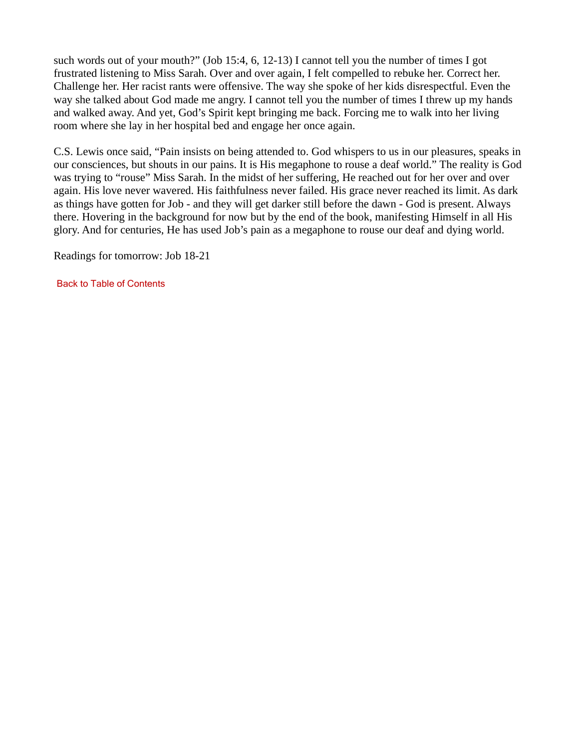such words out of your mouth?" (Job 15:4, 6, 12-13) I cannot tell you the number of times I got frustrated listening to Miss Sarah. Over and over again, I felt compelled to rebuke her. Correct her. Challenge her. Her racist rants were offensive. The way she spoke of her kids disrespectful. Even the way she talked about God made me angry. I cannot tell you the number of times I threw up my hands and walked away. And yet, God's Spirit kept bringing me back. Forcing me to walk into her living room where she lay in her hospital bed and engage her once again.

C.S. Lewis once said, "Pain insists on being attended to. God whispers to us in our pleasures, speaks in our consciences, but shouts in our pains. It is His megaphone to rouse a deaf world." The reality is God was trying to "rouse" Miss Sarah. In the midst of her suffering, He reached out for her over and over again. His love never wavered. His faithfulness never failed. His grace never reached its limit. As dark as things have gotten for Job - and they will get darker still before the dawn - God is present. Always there. Hovering in the background for now but by the end of the book, manifesting Himself in all His glory. And for centuries, He has used Job's pain as a megaphone to rouse our deaf and dying world.

Readings for tomorrow: Job 18-21

Back to Table of Contents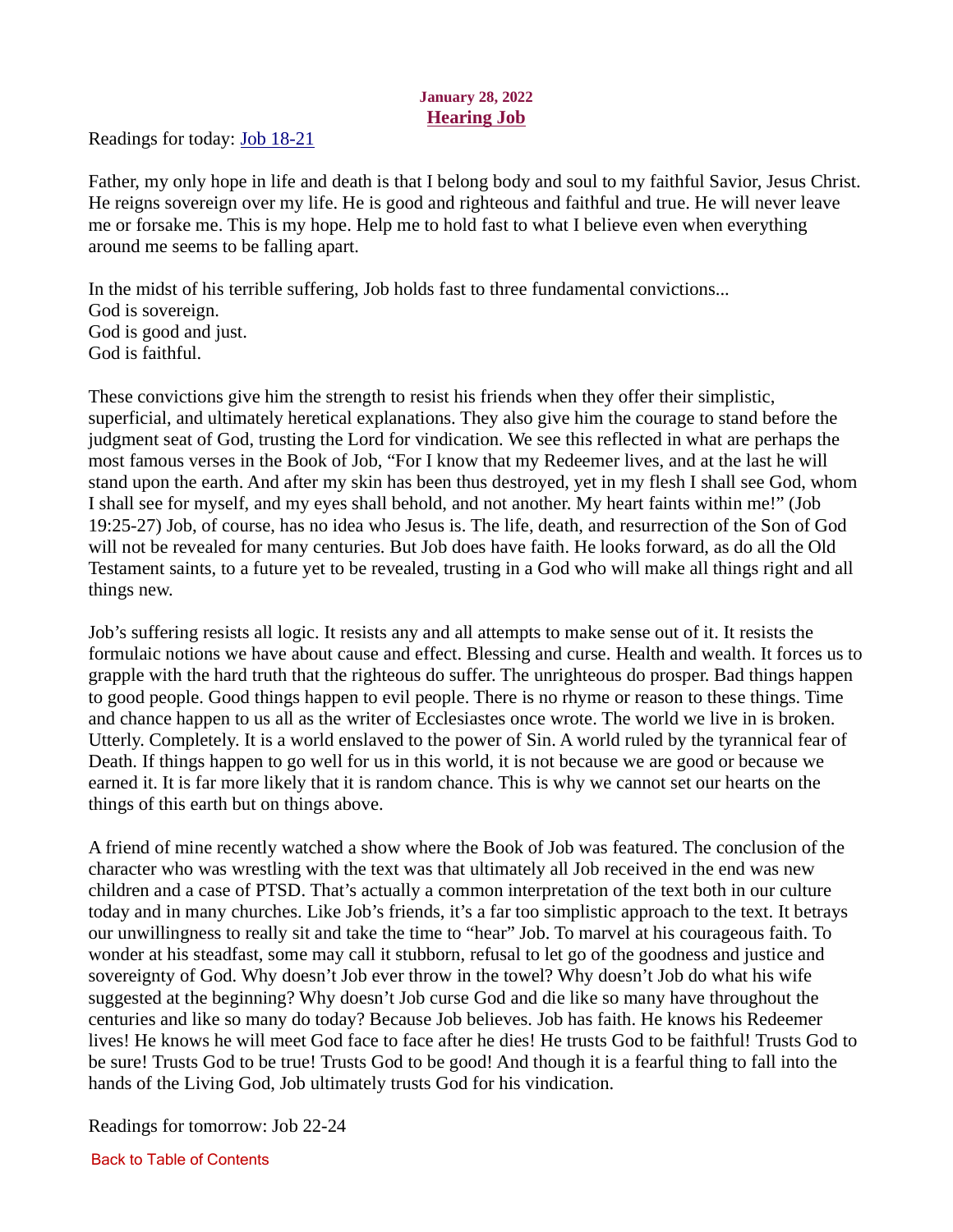**January 28, 2022**

## Hearing Job

Readings for today: Job 18-21

Father, my only hope in life and death is that I belong body and soul to my faithful Savior, Jesus Christ. He reigns sovereign over my life. He is good and righteous and faithful and true. He will never leave me or forsake me. This is my hope. Help me to hold fast to what I believe even when everything around me seems to be falling apart.

In the midst of his terrible suffering, Job holds fast to three fundamental convictions...
God is sovereign.
God is good and just.
God is faithful.

These convictions give him the strength to resist his friends when they offer their simplistic, superficial, and ultimately heretical explanations. They also give him the courage to stand before the judgment seat of God, trusting the Lord for vindication. We see this reflected in what are perhaps the most famous verses in the Book of Job, "For I know that my Redeemer lives, and at the last he will stand upon the earth. And after my skin has been thus destroyed, yet in my flesh I shall see God, whom I shall see for myself, and my eyes shall behold, and not another. My heart faints within me!" (Job 19:25-27) Job, of course, has no idea who Jesus is. The life, death, and resurrection of the Son of God will not be revealed for many centuries. But Job does have faith. He looks forward, as do all the Old Testament saints, to a future yet to be revealed, trusting in a God who will make all things right and all things new.

Job's suffering resists all logic. It resists any and all attempts to make sense out of it. It resists the formulaic notions we have about cause and effect. Blessing and curse. Health and wealth. It forces us to grapple with the hard truth that the righteous do suffer. The unrighteous do prosper. Bad things happen to good people. Good things happen to evil people. There is no rhyme or reason to these things. Time and chance happen to us all as the writer of Ecclesiastes once wrote. The world we live in is broken. Utterly. Completely. It is a world enslaved to the power of Sin. A world ruled by the tyrannical fear of Death. If things happen to go well for us in this world, it is not because we are good or because we earned it. It is far more likely that it is random chance. This is why we cannot set our hearts on the things of this earth but on things above.

A friend of mine recently watched a show where the Book of Job was featured. The conclusion of the character who was wrestling with the text was that ultimately all Job received in the end was new children and a case of PTSD. That's actually a common interpretation of the text both in our culture today and in many churches. Like Job's friends, it's a far too simplistic approach to the text. It betrays our unwillingness to really sit and take the time to "hear" Job. To marvel at his courageous faith. To wonder at his steadfast, some may call it stubborn, refusal to let go of the goodness and justice and sovereignty of God. Why doesn't Job ever throw in the towel? Why doesn't Job do what his wife suggested at the beginning? Why doesn't Job curse God and die like so many have throughout the centuries and like so many do today? Because Job believes. Job has faith. He knows his Redeemer lives! He knows he will meet God face to face after he dies! He trusts God to be faithful! Trusts God to be sure! Trusts God to be true! Trusts God to be good! And though it is a fearful thing to fall into the hands of the Living God, Job ultimately trusts God for his vindication.

Readings for tomorrow: Job 22-24

Back to Table of Contents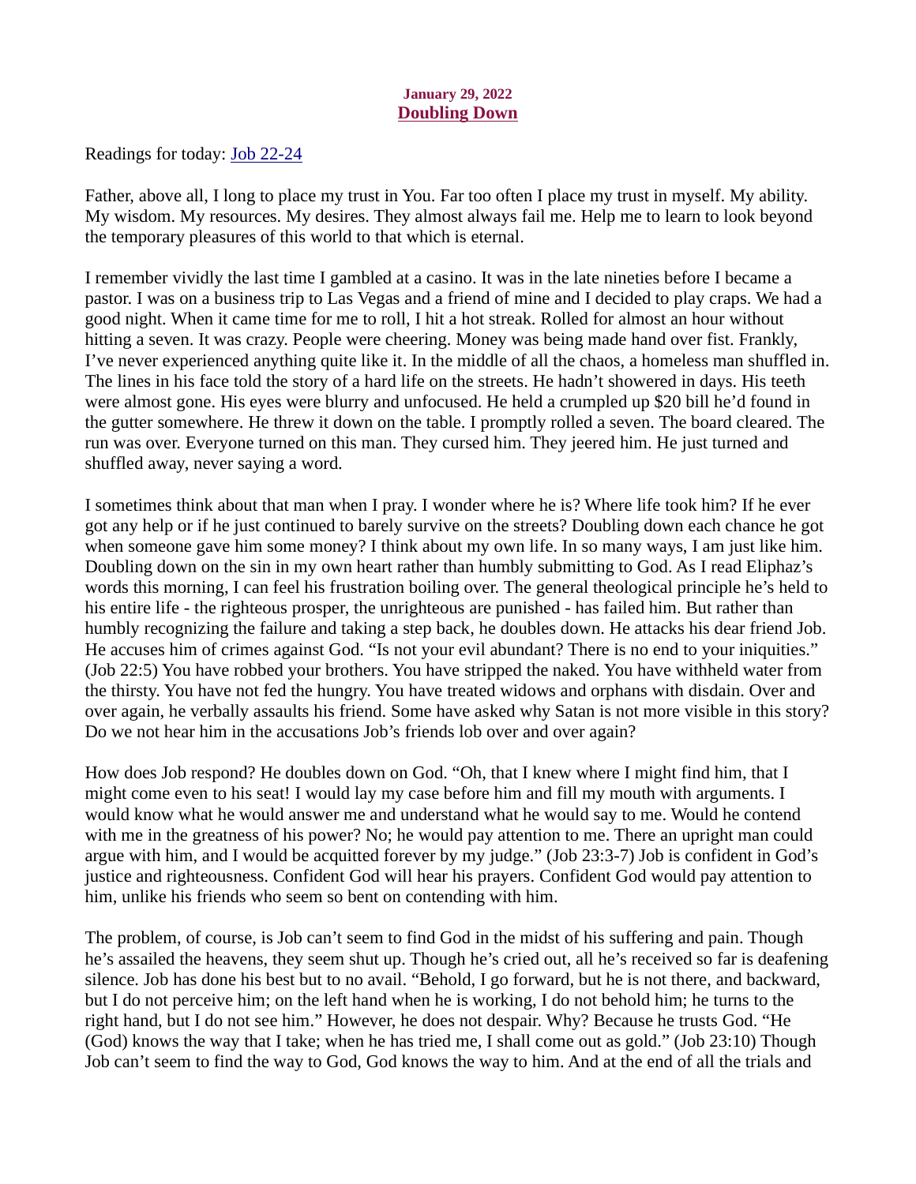**January 29, 2022**

# Doubling Down

Readings for today: Job 22-24

Father, above all, I long to place my trust in You. Far too often I place my trust in myself. My ability. My wisdom. My resources. My desires. They almost always fail me. Help me to learn to look beyond the temporary pleasures of this world to that which is eternal.

I remember vividly the last time I gambled at a casino. It was in the late nineties before I became a pastor. I was on a business trip to Las Vegas and a friend of mine and I decided to play craps. We had a good night. When it came time for me to roll, I hit a hot streak. Rolled for almost an hour without hitting a seven. It was crazy. People were cheering. Money was being made hand over fist. Frankly, I've never experienced anything quite like it. In the middle of all the chaos, a homeless man shuffled in. The lines in his face told the story of a hard life on the streets. He hadn't showered in days. His teeth were almost gone. His eyes were blurry and unfocused. He held a crumpled up $20 bill he'd found in the gutter somewhere. He threw it down on the table. I promptly rolled a seven. The board cleared. The run was over. Everyone turned on this man. They cursed him. They jeered him. He just turned and shuffled away, never saying a word.

I sometimes think about that man when I pray. I wonder where he is? Where life took him? If he ever got any help or if he just continued to barely survive on the streets? Doubling down each chance he got when someone gave him some money? I think about my own life. In so many ways, I am just like him. Doubling down on the sin in my own heart rather than humbly submitting to God. As I read Eliphaz's words this morning, I can feel his frustration boiling over. The general theological principle he's held to his entire life - the righteous prosper, the unrighteous are punished - has failed him. But rather than humbly recognizing the failure and taking a step back, he doubles down. He attacks his dear friend Job. He accuses him of crimes against God. "Is not your evil abundant? There is no end to your iniquities." (Job 22:5) You have robbed your brothers. You have stripped the naked. You have withheld water from the thirsty. You have not fed the hungry. You have treated widows and orphans with disdain. Over and over again, he verbally assaults his friend. Some have asked why Satan is not more visible in this story? Do we not hear him in the accusations Job's friends lob over and over again?

How does Job respond? He doubles down on God. "Oh, that I knew where I might find him, that I might come even to his seat! I would lay my case before him and fill my mouth with arguments. I would know what he would answer me and understand what he would say to me. Would he contend with me in the greatness of his power? No; he would pay attention to me. There an upright man could argue with him, and I would be acquitted forever by my judge." (Job 23:3-7) Job is confident in God's justice and righteousness. Confident God will hear his prayers. Confident God would pay attention to him, unlike his friends who seem so bent on contending with him.

The problem, of course, is Job can't seem to find God in the midst of his suffering and pain. Though he's assailed the heavens, they seem shut up. Though he's cried out, all he's received so far is deafening silence. Job has done his best but to no avail. "Behold, I go forward, but he is not there, and backward, but I do not perceive him; on the left hand when he is working, I do not behold him; he turns to the right hand, but I do not see him." However, he does not despair. Why? Because he trusts God. "He (God) knows the way that I take; when he has tried me, I shall come out as gold." (Job 23:10) Though Job can't seem to find the way to God, God knows the way to him. And at the end of all the trials and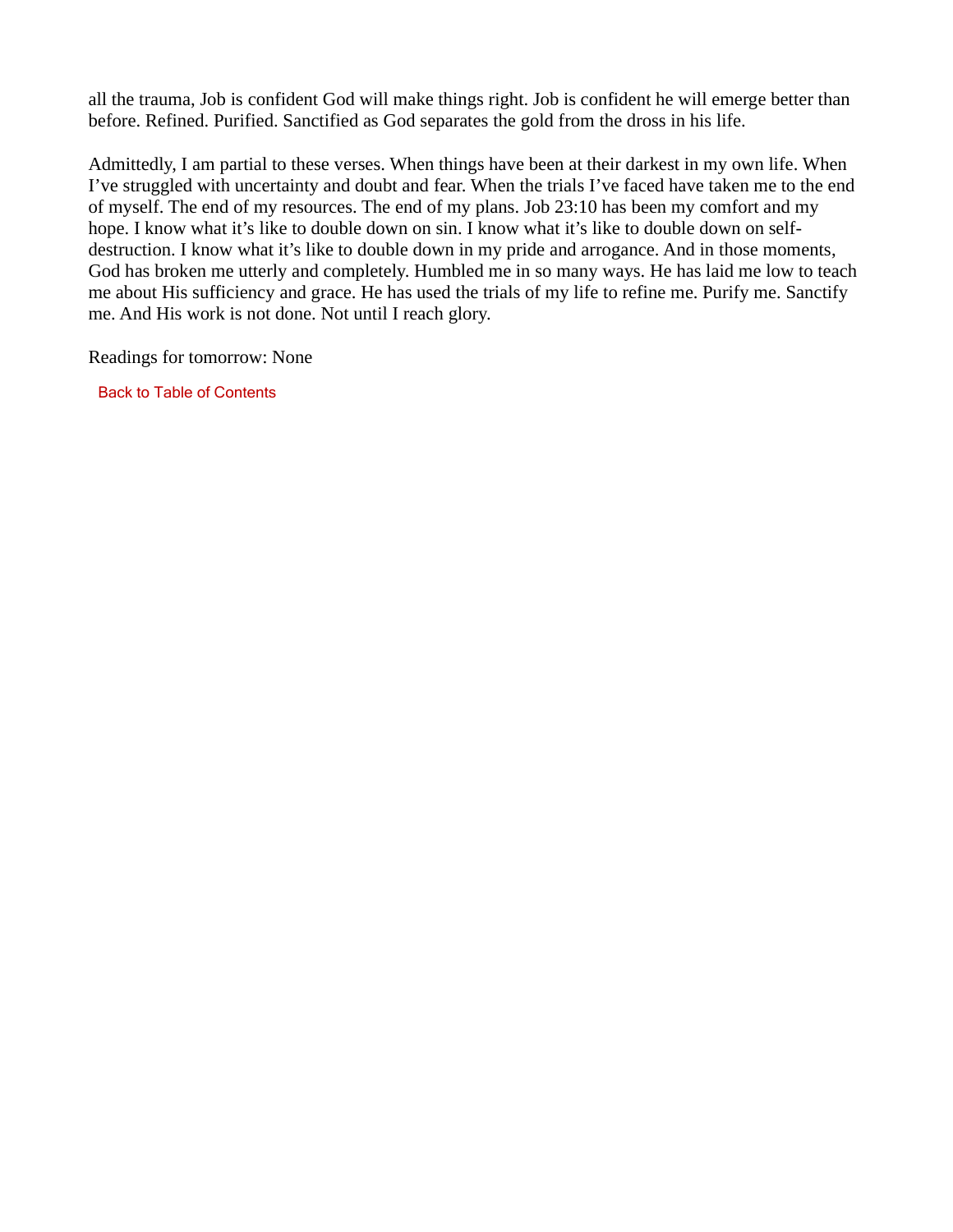all the trauma, Job is confident God will make things right. Job is confident he will emerge better than before. Refined. Purified. Sanctified as God separates the gold from the dross in his life.

Admittedly, I am partial to these verses. When things have been at their darkest in my own life. When I've struggled with uncertainty and doubt and fear. When the trials I've faced have taken me to the end of myself. The end of my resources. The end of my plans. Job 23:10 has been my comfort and my hope. I know what it's like to double down on sin. I know what it's like to double down on self-destruction. I know what it's like to double down in my pride and arrogance. And in those moments, God has broken me utterly and completely. Humbled me in so many ways. He has laid me low to teach me about His sufficiency and grace. He has used the trials of my life to refine me. Purify me. Sanctify me. And His work is not done. Not until I reach glory.

Readings for tomorrow: None

Back to Table of Contents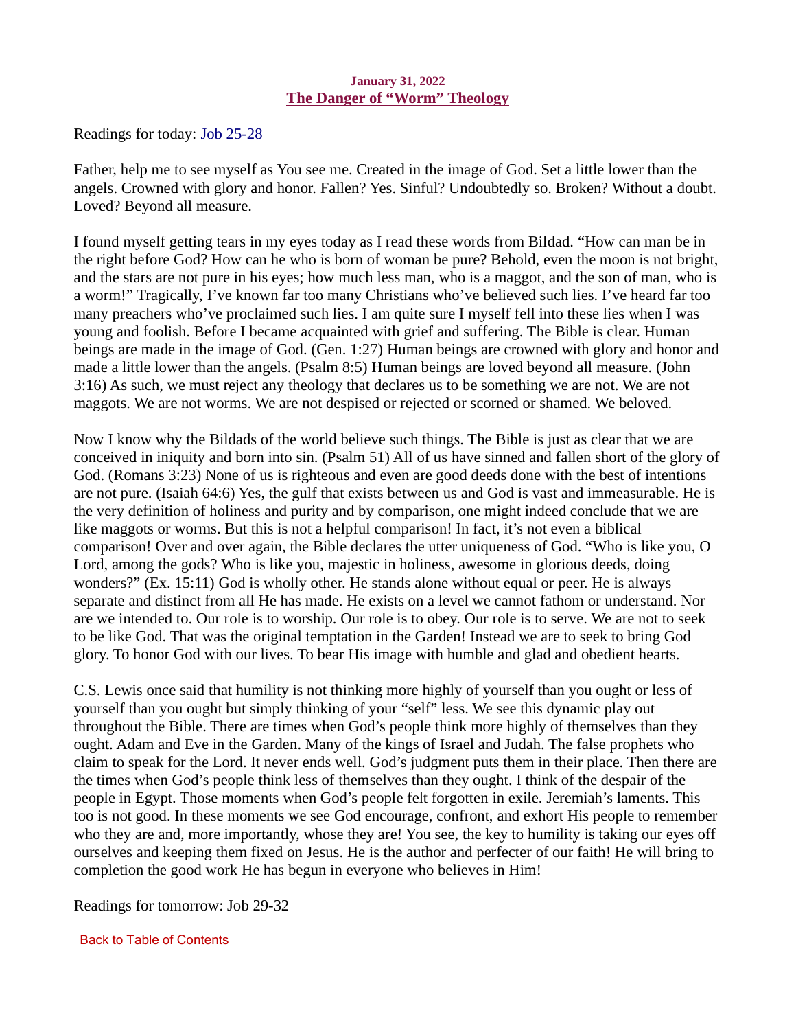**January 31, 2022**

## The Danger of "Worm" Theology

Readings for today: [Job 25-28]

Father, help me to see myself as You see me. Created in the image of God. Set a little lower than the angels. Crowned with glory and honor. Fallen? Yes. Sinful? Undoubtedly so. Broken? Without a doubt. Loved? Beyond all measure.

I found myself getting tears in my eyes today as I read these words from Bildad. "How can man be in the right before God? How can he who is born of woman be pure? Behold, even the moon is not bright, and the stars are not pure in his eyes; how much less man, who is a maggot, and the son of man, who is a worm!" Tragically, I've known far too many Christians who've believed such lies. I've heard far too many preachers who've proclaimed such lies. I am quite sure I myself fell into these lies when I was young and foolish. Before I became acquainted with grief and suffering. The Bible is clear. Human beings are made in the image of God. (Gen. 1:27) Human beings are crowned with glory and honor and made a little lower than the angels. (Psalm 8:5) Human beings are loved beyond all measure. (John 3:16) As such, we must reject any theology that declares us to be something we are not. We are not maggots. We are not worms. We are not despised or rejected or scorned or shamed. We beloved.

Now I know why the Bildads of the world believe such things. The Bible is just as clear that we are conceived in iniquity and born into sin. (Psalm 51) All of us have sinned and fallen short of the glory of God. (Romans 3:23) None of us is righteous and even are good deeds done with the best of intentions are not pure. (Isaiah 64:6) Yes, the gulf that exists between us and God is vast and immeasurable. He is the very definition of holiness and purity and by comparison, one might indeed conclude that we are like maggots or worms. But this is not a helpful comparison! In fact, it's not even a biblical comparison! Over and over again, the Bible declares the utter uniqueness of God. "Who is like you, O Lord, among the gods? Who is like you, majestic in holiness, awesome in glorious deeds, doing wonders?" (Ex. 15:11) God is wholly other. He stands alone without equal or peer. He is always separate and distinct from all He has made. He exists on a level we cannot fathom or understand. Nor are we intended to. Our role is to worship. Our role is to obey. Our role is to serve. We are not to seek to be like God. That was the original temptation in the Garden! Instead we are to seek to bring God glory. To honor God with our lives. To bear His image with humble and glad and obedient hearts.

C.S. Lewis once said that humility is not thinking more highly of yourself than you ought or less of yourself than you ought but simply thinking of your "self" less. We see this dynamic play out throughout the Bible. There are times when God's people think more highly of themselves than they ought. Adam and Eve in the Garden. Many of the kings of Israel and Judah. The false prophets who claim to speak for the Lord. It never ends well. God's judgment puts them in their place. Then there are the times when God's people think less of themselves than they ought. I think of the despair of the people in Egypt. Those moments when God's people felt forgotten in exile. Jeremiah's laments. This too is not good. In these moments we see God encourage, confront, and exhort His people to remember who they are and, more importantly, whose they are! You see, the key to humility is taking our eyes off ourselves and keeping them fixed on Jesus. He is the author and perfecter of our faith! He will bring to completion the good work He has begun in everyone who believes in Him!

Readings for tomorrow: Job 29-32

Back to Table of Contents